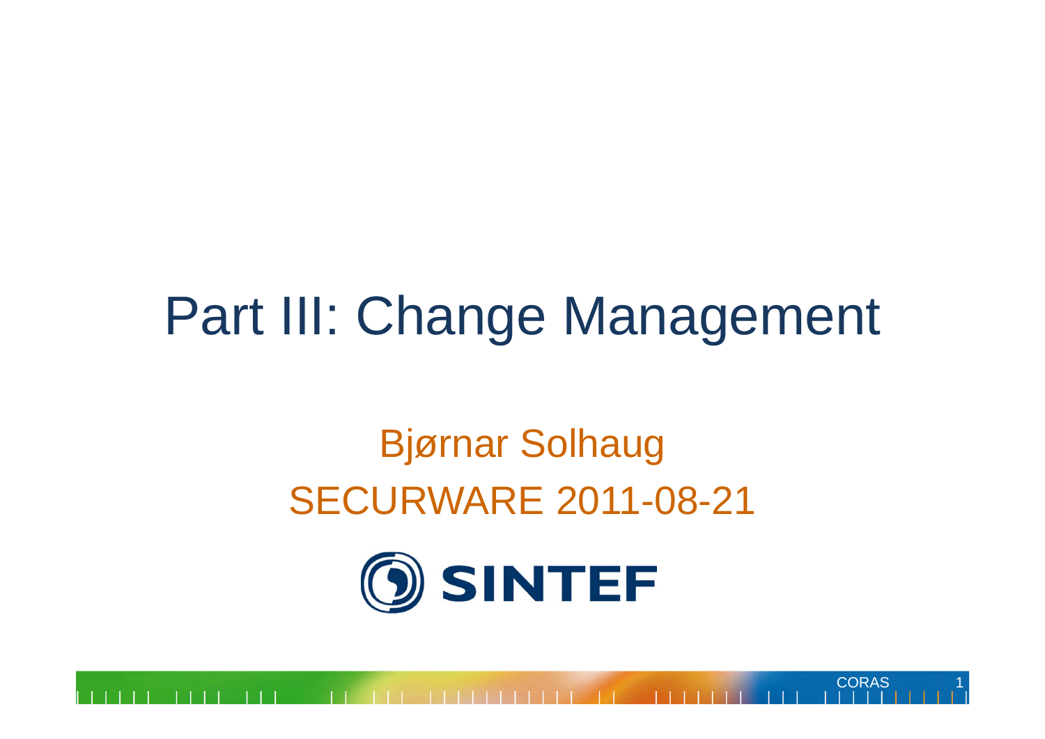# Part III: Change Management

Bjørnar Solhaug

SECURWARE 2011-08-21

SINTEF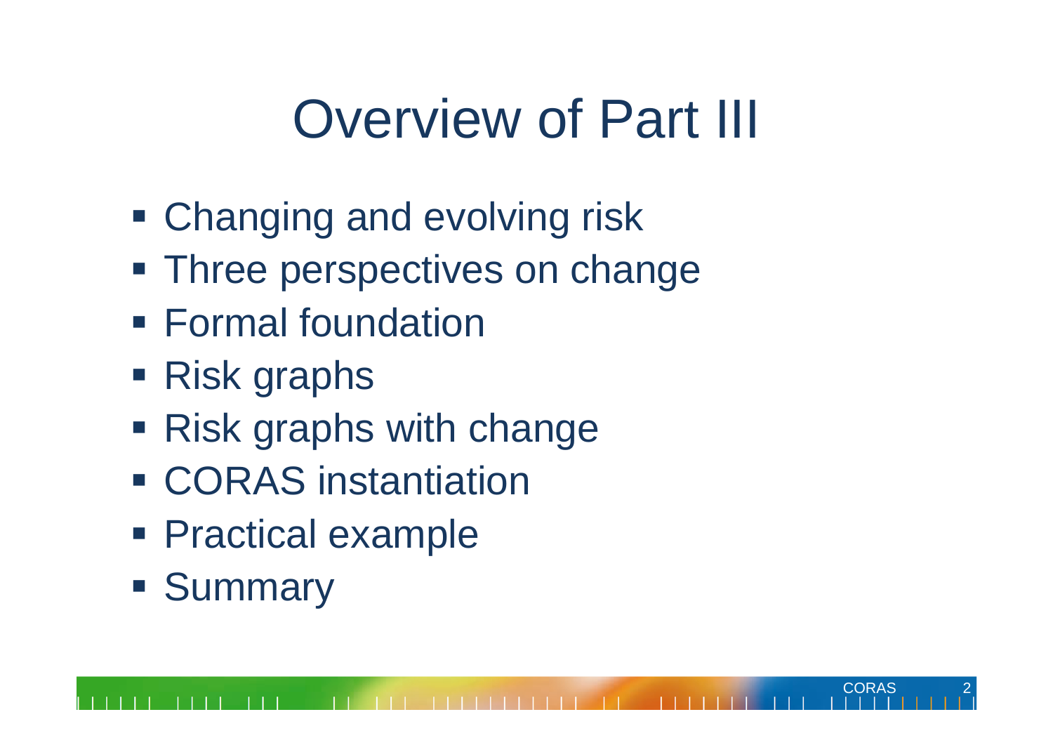# Overview of Part III

- Changing and evolving risk
- Three perspectives on change
- Formal foundation
- Risk graphs
- Risk graphs with change
- CORAS instantiation
- Practical example
- Summary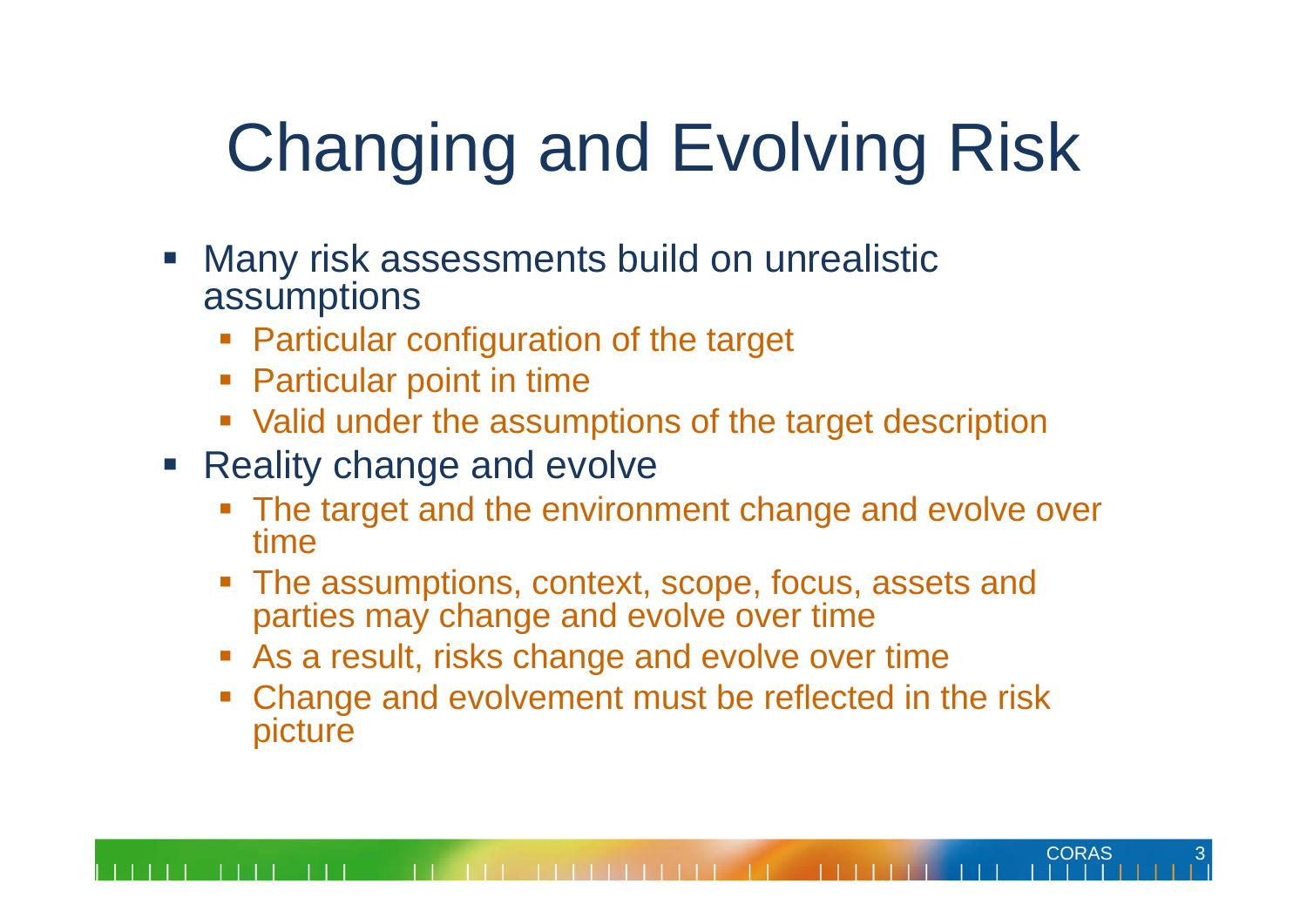# Changing and Evolving Risk

- Many risk assessments build on unrealistic assumptions
  - Particular configuration of the target
  - Particular point in time
  - Valid under the assumptions of the target description
- Reality change and evolve
  - The target and the environment change and evolve over time
  - The assumptions, context, scope, focus, assets and parties may change and evolve over time
  - As a result, risks change and evolve over time
  - Change and evolvement must be reflected in the risk picture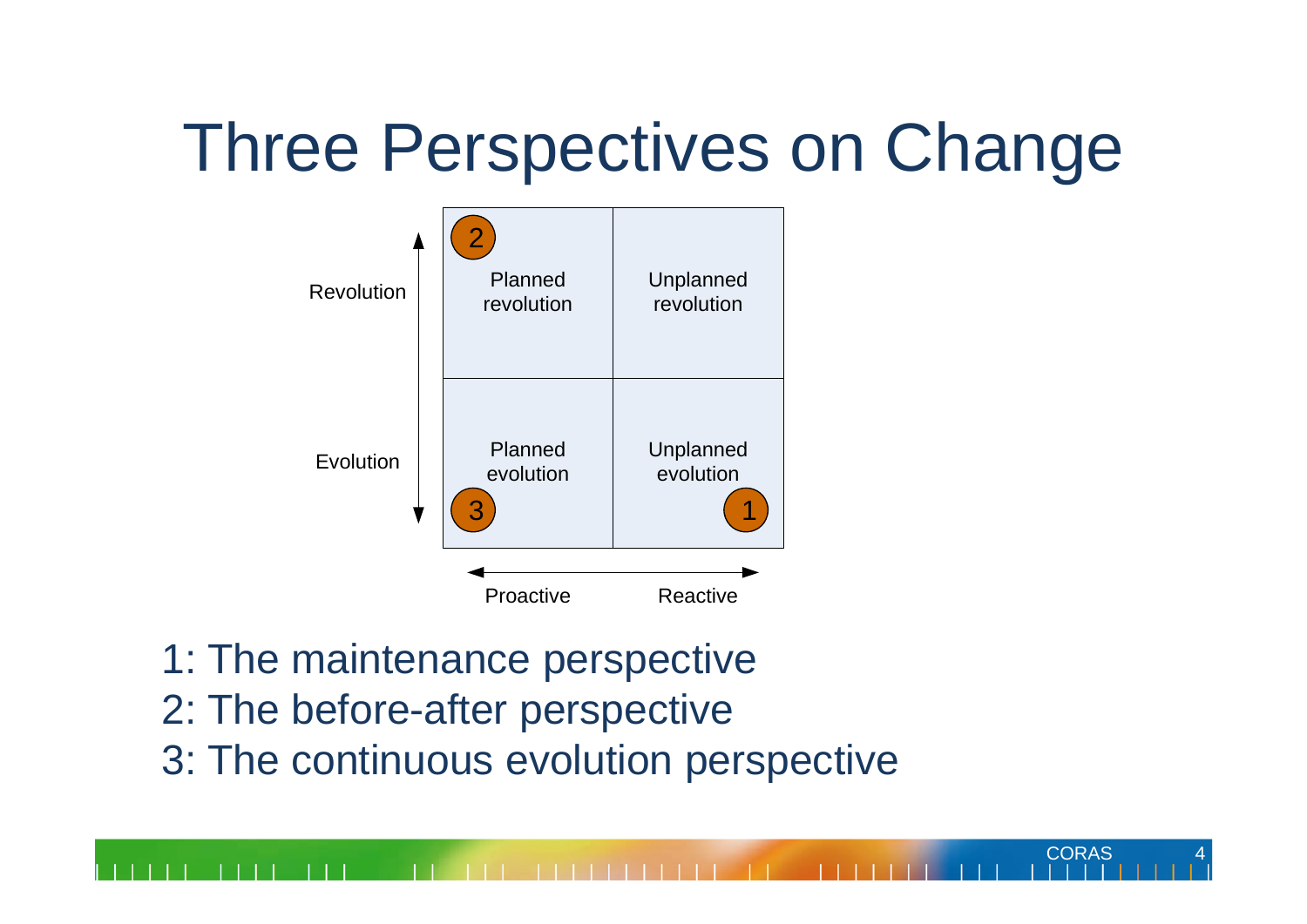# Three Perspectives on Change

| | Proactive | Reactive |
|---|---|---|
| Revolution | Planned revolution (2) | Unplanned revolution |
| Evolution | Planned evolution (3) | Unplanned evolution (1) |

1: The maintenance perspective
2: The before-after perspective
3: The continuous evolution perspective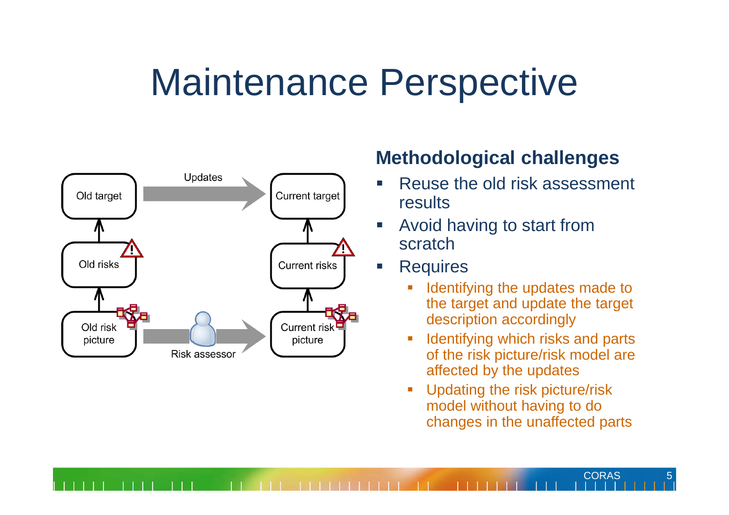# Maintenance Perspective

Old target → Updates → Current target

Old risks — Current risks

Old risk picture → Risk assessor → Current risk picture

## Methodological challenges

- Reuse the old risk assessment results
- Avoid having to start from scratch
- Requires
  - Identifying the updates made to the target and update the target description accordingly
  - Identifying which risks and parts of the risk picture/risk model are affected by the updates
  - Updating the risk picture/risk model without having to do changes in the unaffected parts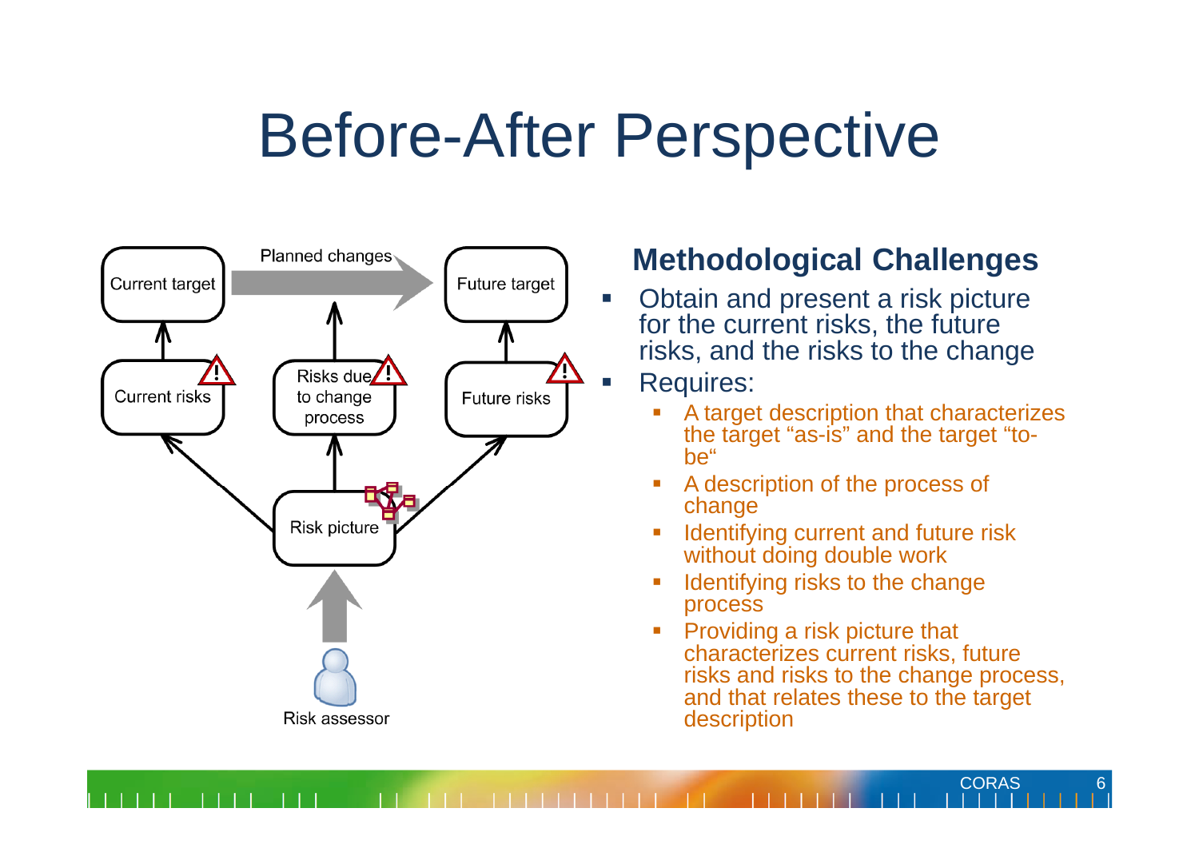# Before-After Perspective

Planned changes

Current target → Future target

Current risks | Risks due to change process | Future risks

Risk picture

Risk assessor

## Methodological Challenges

- Obtain and present a risk picture for the current risks, the future risks, and the risks to the change
- Requires:
  - A target description that characterizes the target "as-is" and the target "to-be"
  - A description of the process of change
  - Identifying current and future risk without doing double work
  - Identifying risks to the change process
  - Providing a risk picture that characterizes current risks, future risks and risks to the change process, and that relates these to the target description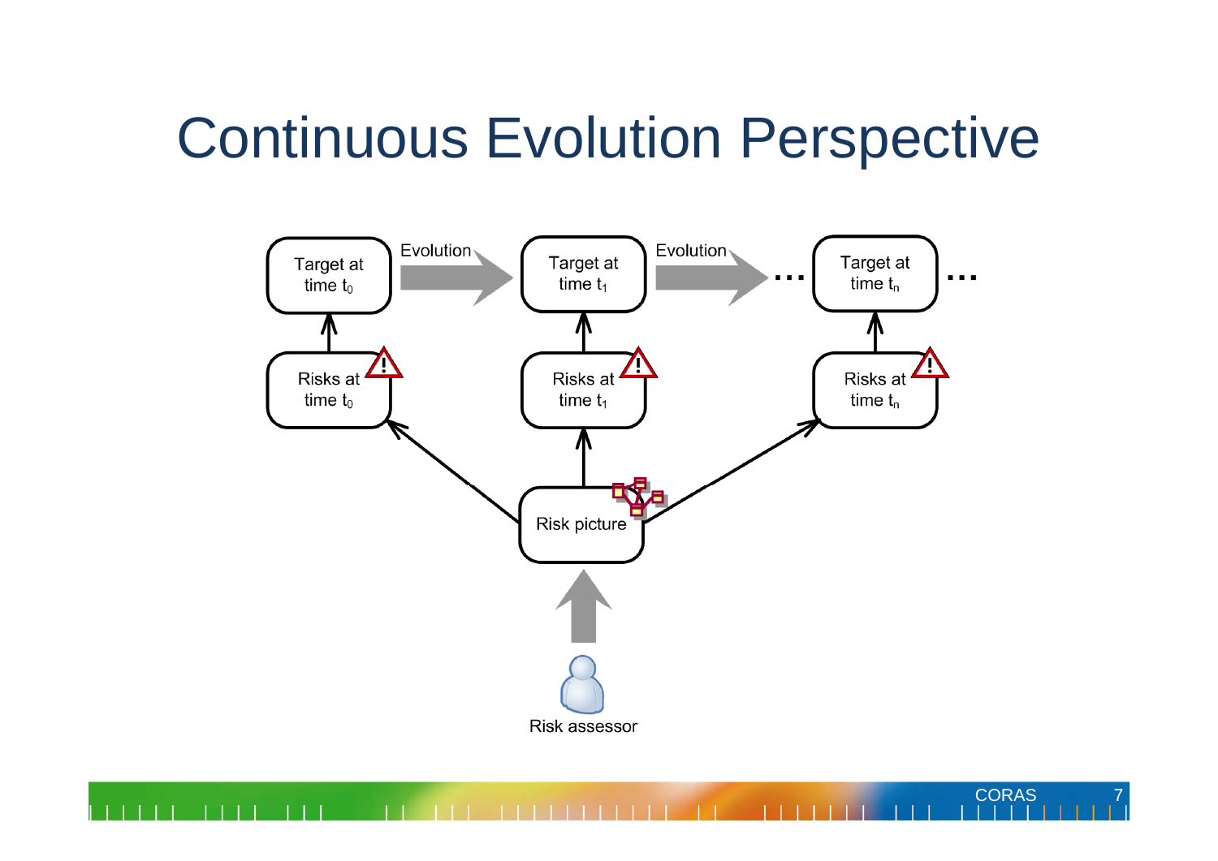# Continuous Evolution Perspective

Target at time $t_0$ → Evolution → Target at time $t_1$ → Evolution → … Target at time $t_n$ …

Risks at time $t_0$

Risks at time $t_1$

Risks at time $t_n$

Risk picture

Risk assessor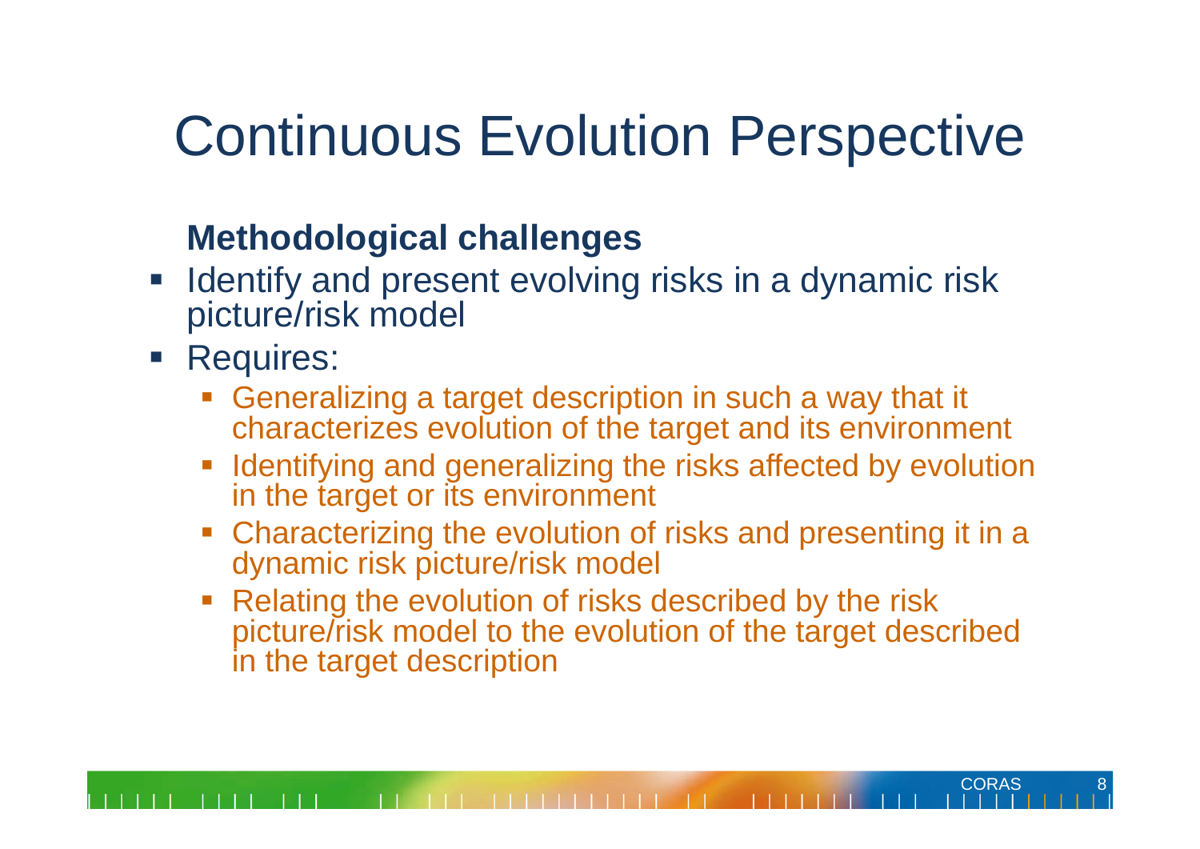# Continuous Evolution Perspective

**Methodological challenges**

- Identify and present evolving risks in a dynamic risk picture/risk model
- Requires:
  - Generalizing a target description in such a way that it characterizes evolution of the target and its environment
  - Identifying and generalizing the risks affected by evolution in the target or its environment
  - Characterizing the evolution of risks and presenting it in a dynamic risk picture/risk model
  - Relating the evolution of risks described by the risk picture/risk model to the evolution of the target described in the target description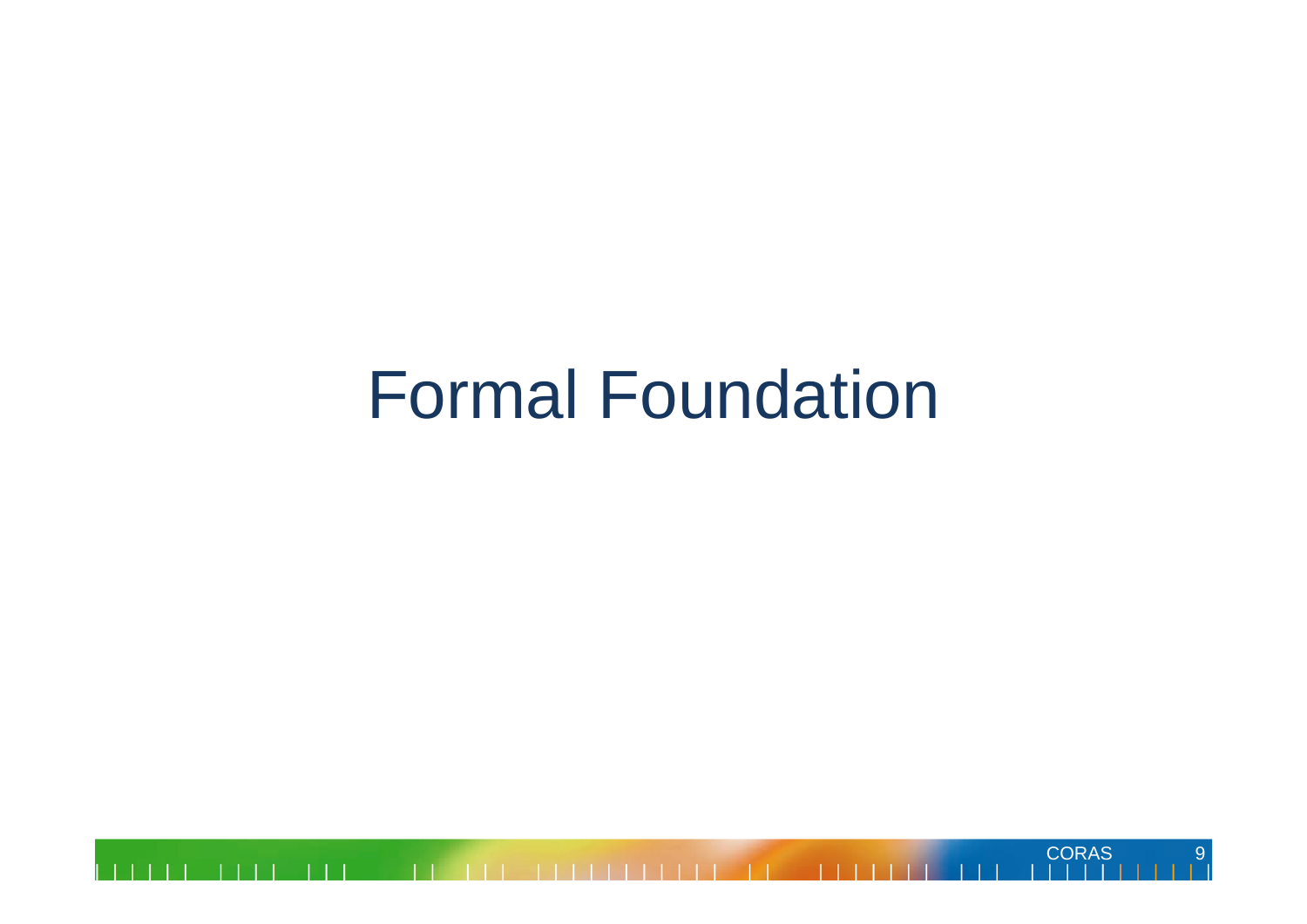# Formal Foundation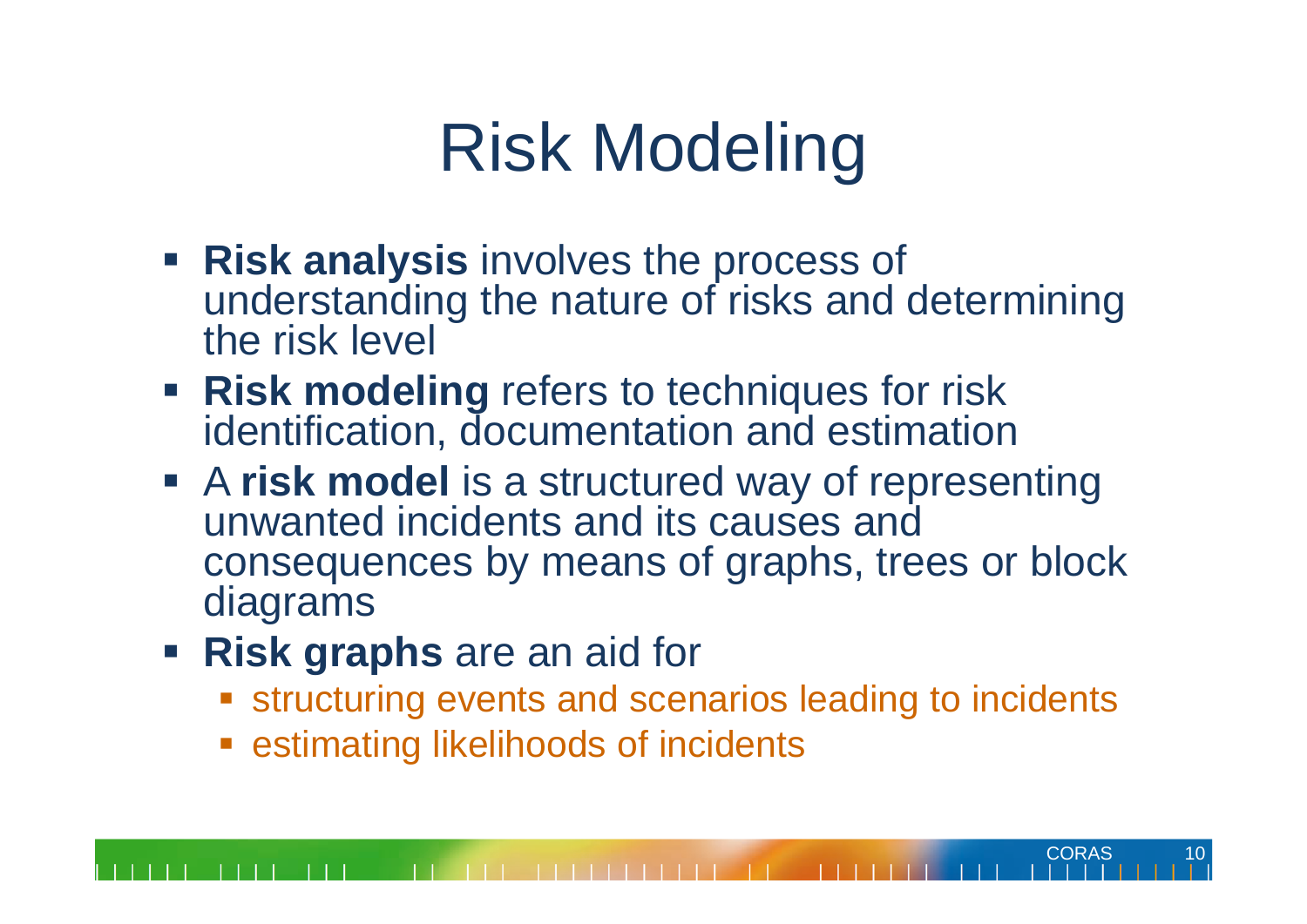# Risk Modeling

- **Risk analysis** involves the process of understanding the nature of risks and determining the risk level
- **Risk modeling** refers to techniques for risk identification, documentation and estimation
- A **risk model** is a structured way of representing unwanted incidents and its causes and consequences by means of graphs, trees or block diagrams
- **Risk graphs** are an aid for
  - structuring events and scenarios leading to incidents
  - estimating likelihoods of incidents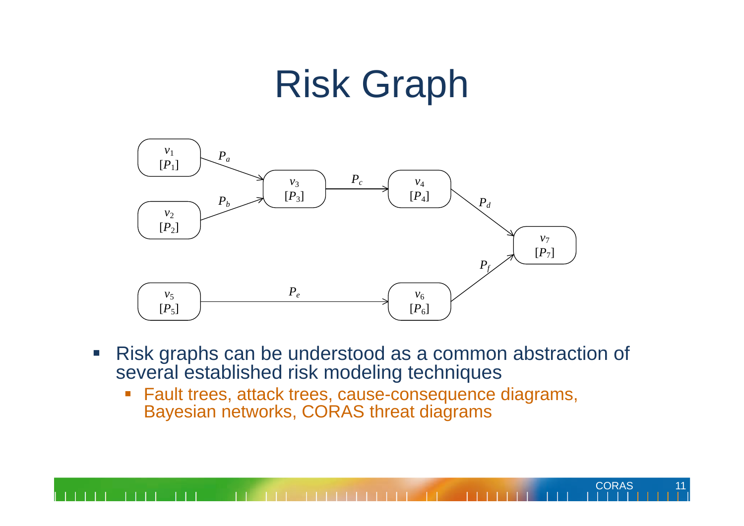# Risk Graph

- Risk graphs can be understood as a common abstraction of several established risk modeling techniques
  - Fault trees, attack trees, cause-consequence diagrams, Bayesian networks, CORAS threat diagrams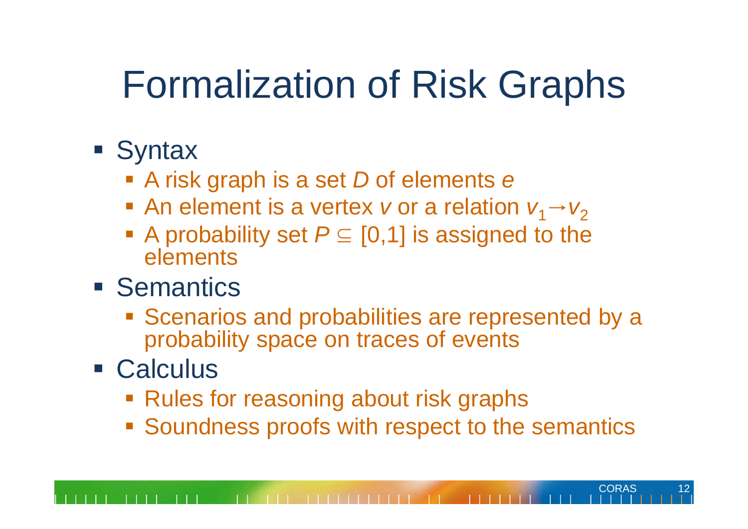# Formalization of Risk Graphs

- Syntax
  - A risk graph is a set $D$ of elements $e$
  - An element is a vertex $v$ or a relation $v_1 \rightarrow v_2$
  - A probability set $P \subseteq [0,1]$ is assigned to the elements
- Semantics
  - Scenarios and probabilities are represented by a probability space on traces of events
- Calculus
  - Rules for reasoning about risk graphs
  - Soundness proofs with respect to the semantics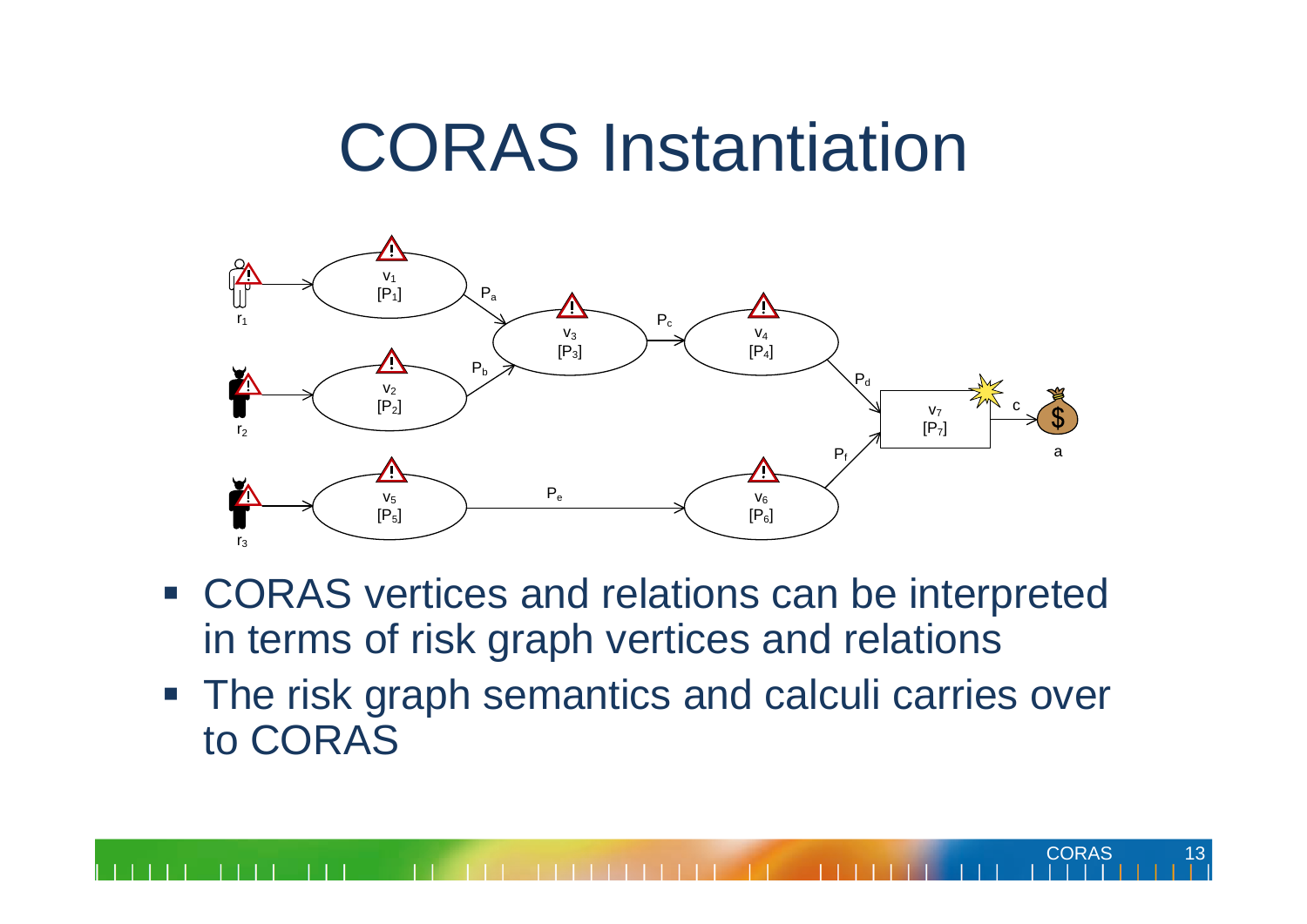# CORAS Instantiation

- CORAS vertices and relations can be interpreted in terms of risk graph vertices and relations
- The risk graph semantics and calculi carries over to CORAS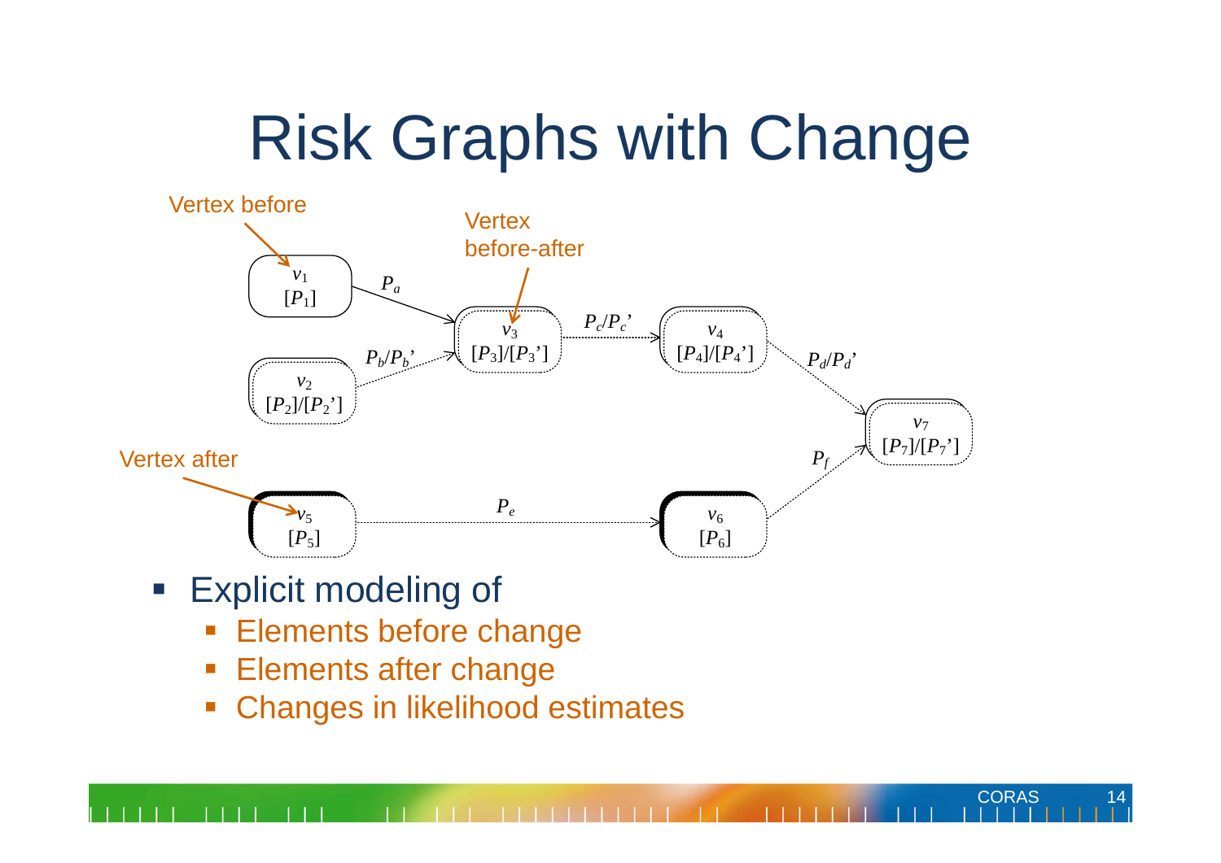# Risk Graphs with Change

Vertex before

Vertex before-after

Vertex after

$v_1$ $[P_1]$

$v_2$ $[P_2]/[P_2']$

$v_3$ $[P_3]/[P_3']$

$v_4$ $[P_4]/[P_4']$

$v_5$ $[P_5]$

$v_6$ $[P_6]$

$v_7$ $[P_7]/[P_7']$

$P_a$, $P_b/P_b'$, $P_c/P_c'$, $P_d/P_d'$, $P_e$, $P_f$

- Explicit modeling of
  - Elements before change
  - Elements after change
  - Changes in likelihood estimates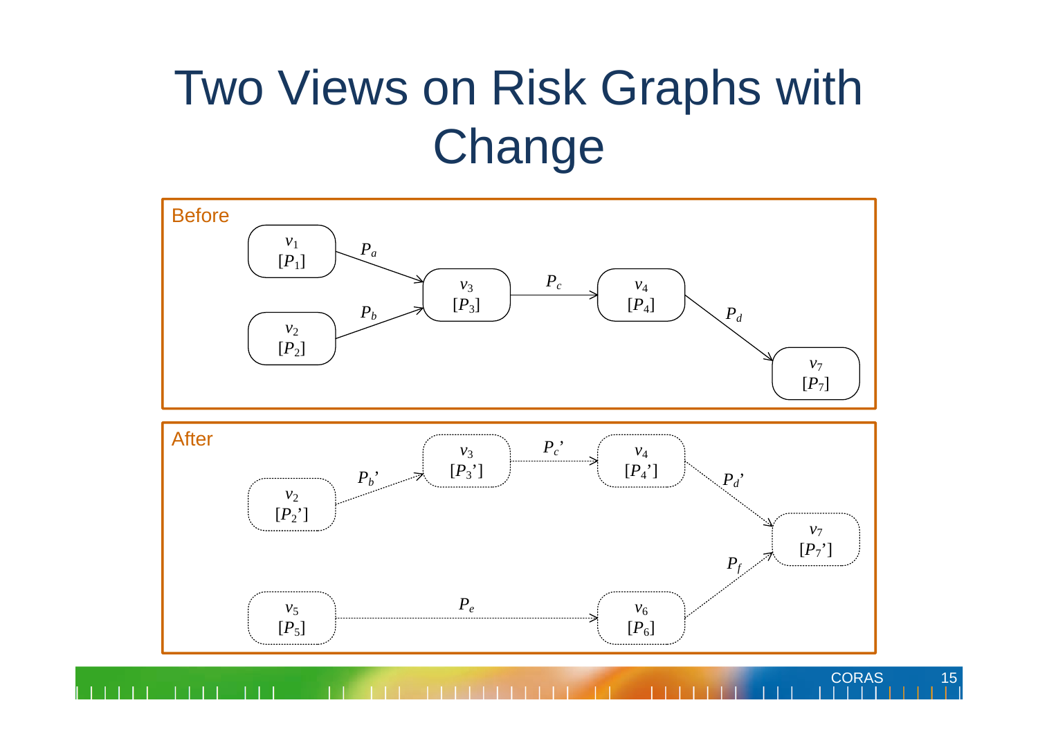# Two Views on Risk Graphs with Change

**Before**

$v_1$ $[P_1]$ —$P_a$→ $v_3$ $[P_3]$

$v_2$ $[P_2]$ —$P_b$→ $v_3$ $[P_3]$

$v_3$ $[P_3]$ —$P_c$→ $v_4$ $[P_4]$

$v_4$ $[P_4]$ —$P_d$→ $v_7$ $[P_7]$

**After**

$v_2$ $[P_2']$ —$P_b'$→ $v_3$ $[P_3']$

$v_3$ $[P_3']$ —$P_c'$→ $v_4$ $[P_4']$

$v_4$ $[P_4']$ —$P_d'$→ $v_7$ $[P_7']$

$v_5$ $[P_5]$ —$P_e$→ $v_6$ $[P_6]$

$v_6$ $[P_6]$ —$P_f$→ $v_7$ $[P_7']$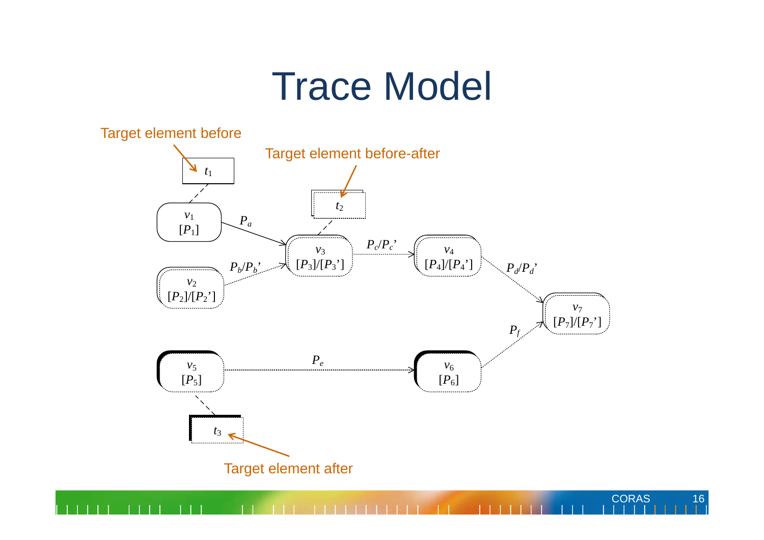# Trace Model

Target element before

$t_1$

Target element before-after

$t_2$

$v_1$ $[P_1]$

$P_a$

$v_2$ $[P_2]/[P_2']$

$P_b/P_b'$

$v_3$ $[P_3]/[P_3']$

$P_c/P_c'$

$v_4$ $[P_4]/[P_4']$

$P_d/P_d'$

$v_7$ $[P_7]/[P_7']$

$P_f$

$v_5$ $[P_5]$

$P_e$

$v_6$ $[P_6]$

$t_3$

Target element after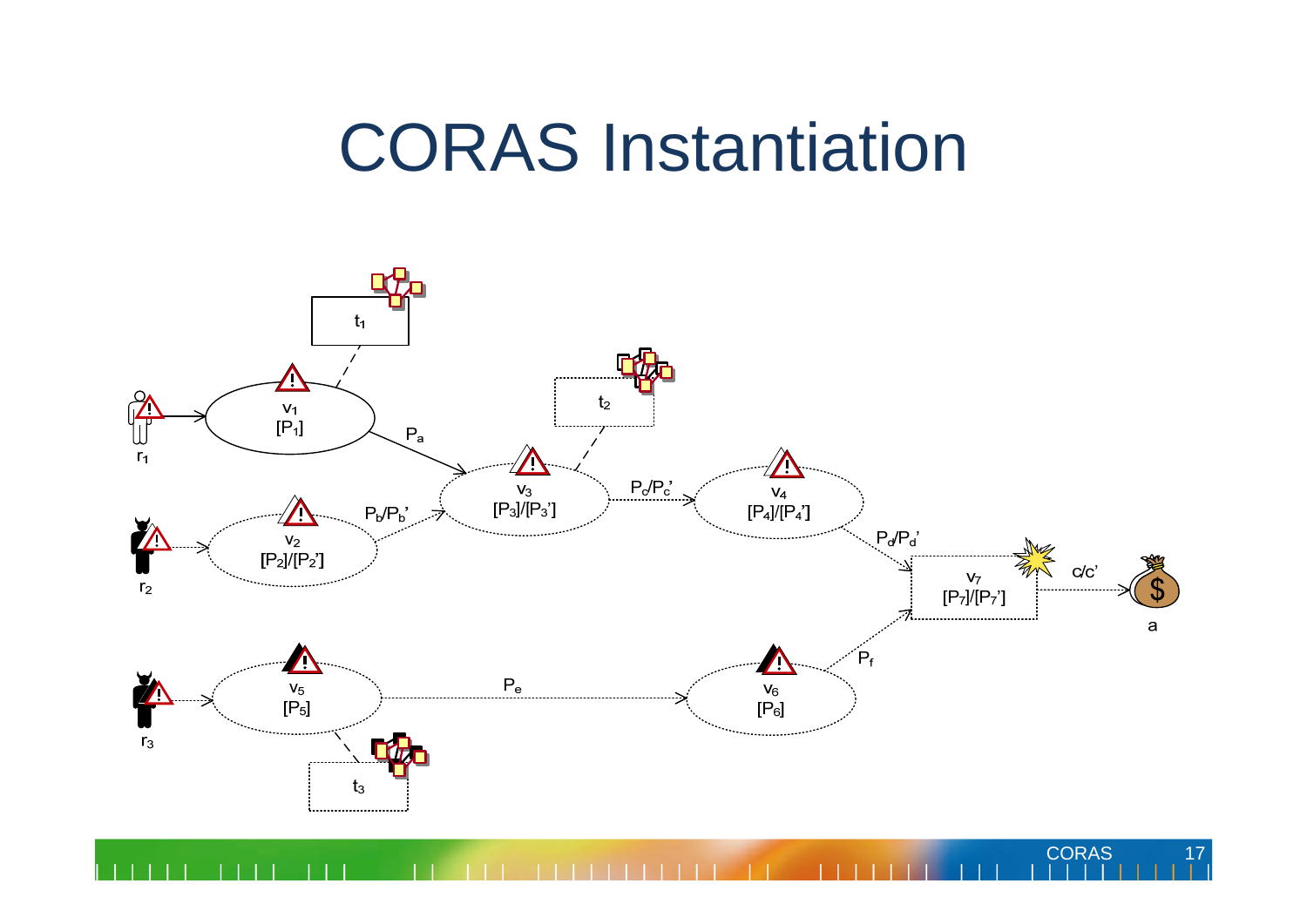# CORAS Instantiation

$t_1$

$t_2$

$t_3$

$r_1$

$r_2$

$r_3$

$v_1$ [$P_1$]

$v_2$ [$P_2$]/[$P_2$']

$v_3$ [$P_3$]/[$P_3$']

$v_4$ [$P_4$]/[$P_4$']

$v_5$ [$P_5$]

$v_6$ [$P_6$]

$v_7$ [$P_7$]/[$P_7$']

$P_a$

$P_b$/$P_b$'

$P_c$/$P_c$'

$P_d$/$P_d$'

$P_e$

$P_f$

c/c'

a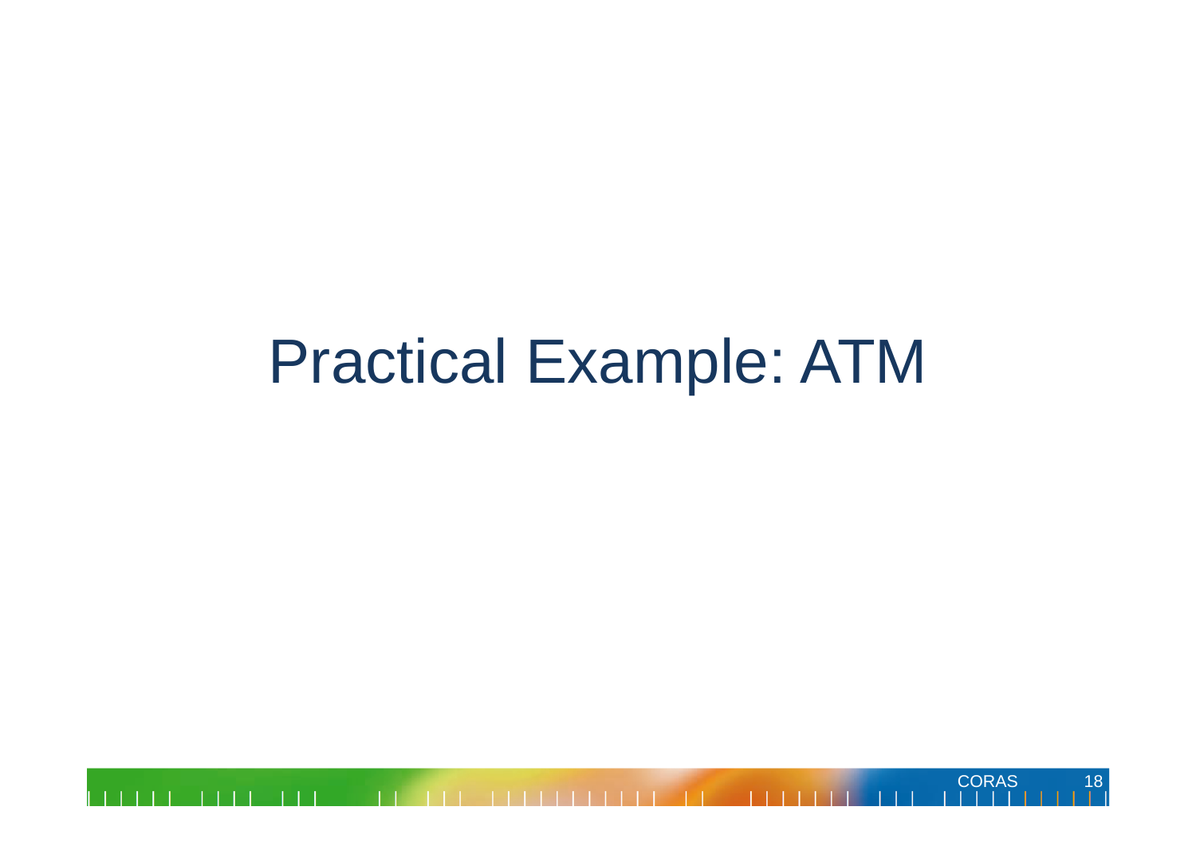# Practical Example: ATM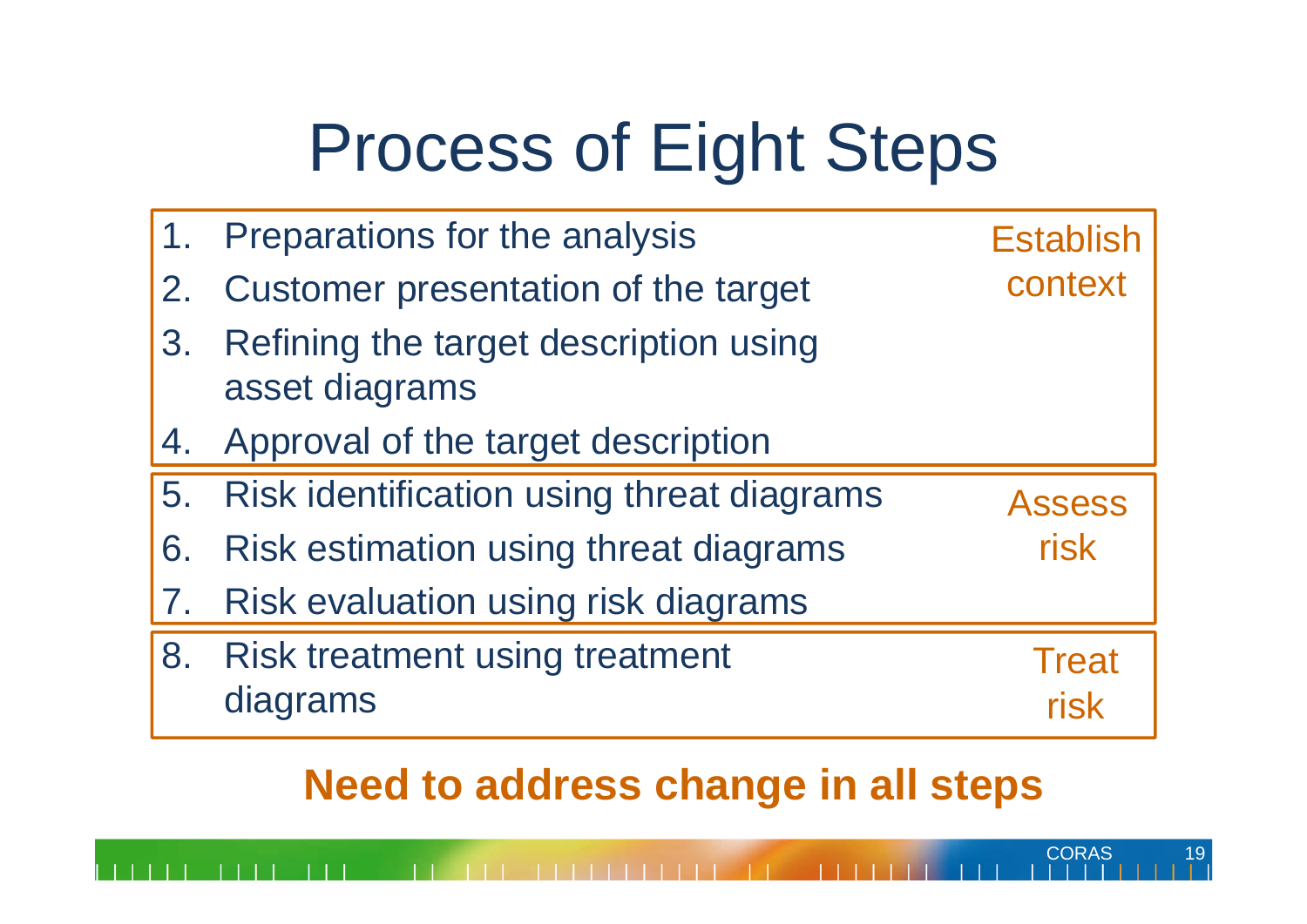# Process of Eight Steps

| Steps | Phase |
|---|---|
| 1. Preparations for the analysis<br>2. Customer presentation of the target<br>3. Refining the target description using asset diagrams<br>4. Approval of the target description | Establish context |
| 5. Risk identification using threat diagrams<br>6. Risk estimation using threat diagrams<br>7. Risk evaluation using risk diagrams | Assess risk |
| 8. Risk treatment using treatment diagrams | Treat risk |

**Need to address change in all steps**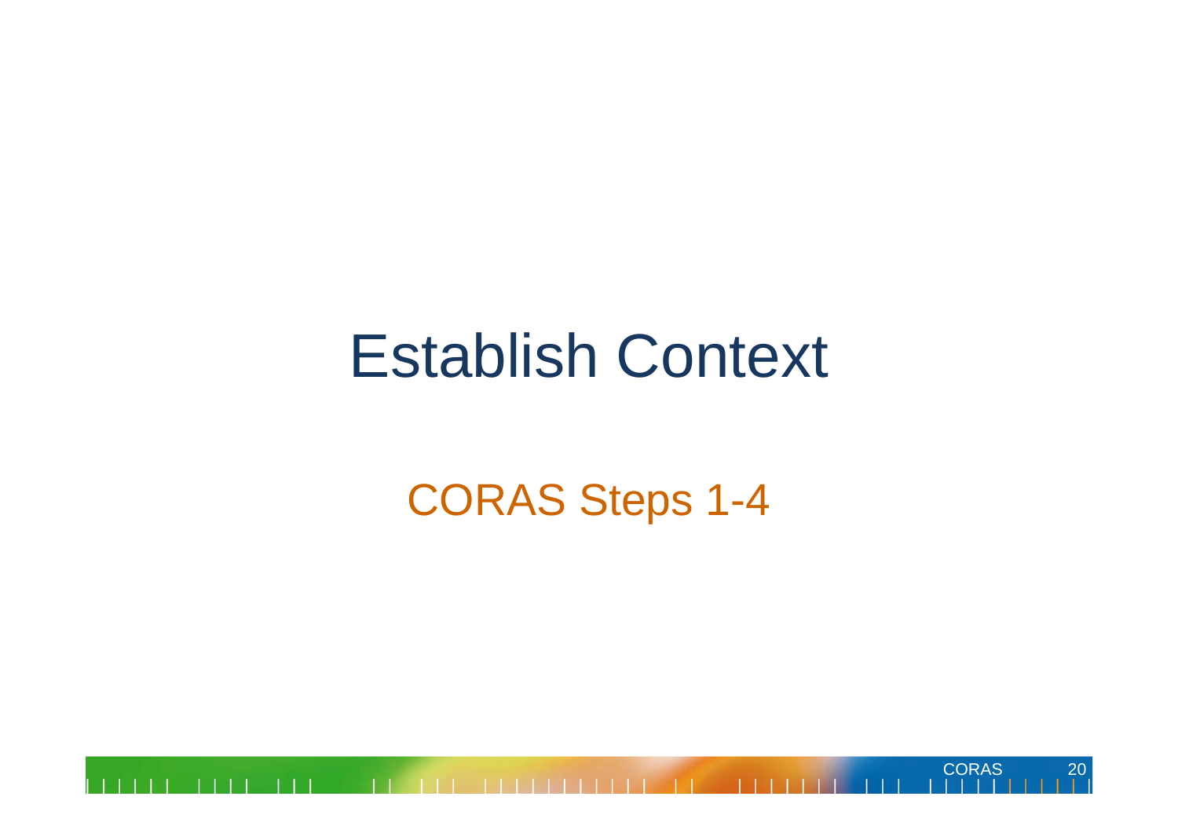# Establish Context

## CORAS Steps 1-4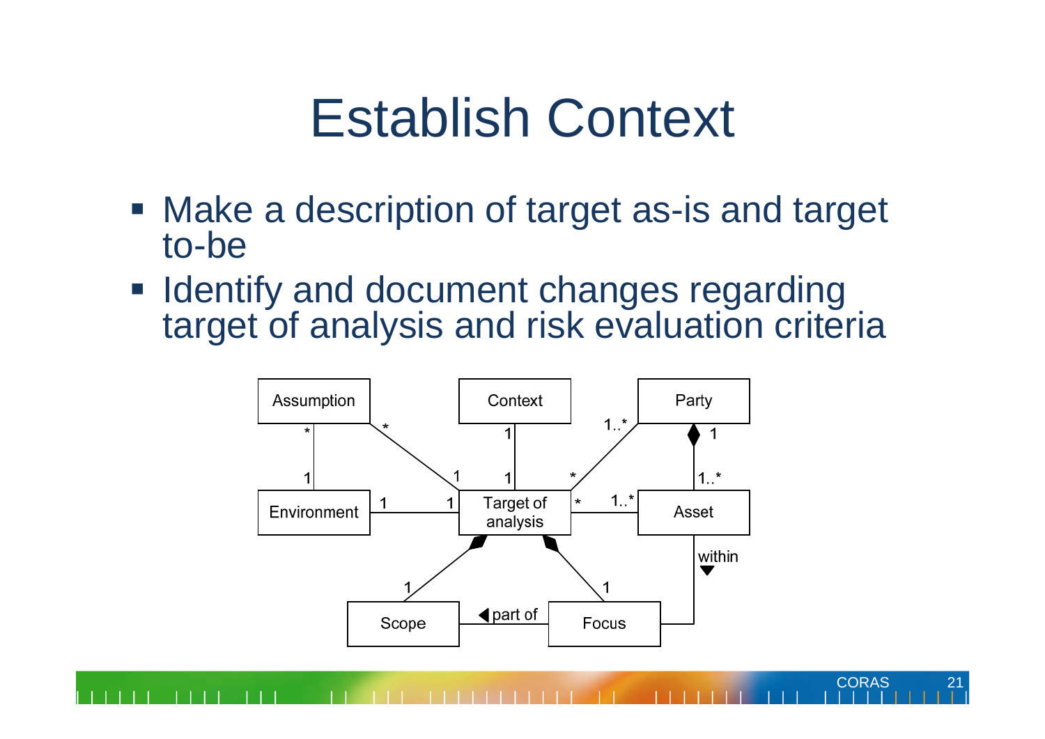# Establish Context

- Make a description of target as-is and target to-be
- Identify and document changes regarding target of analysis and risk evaluation criteria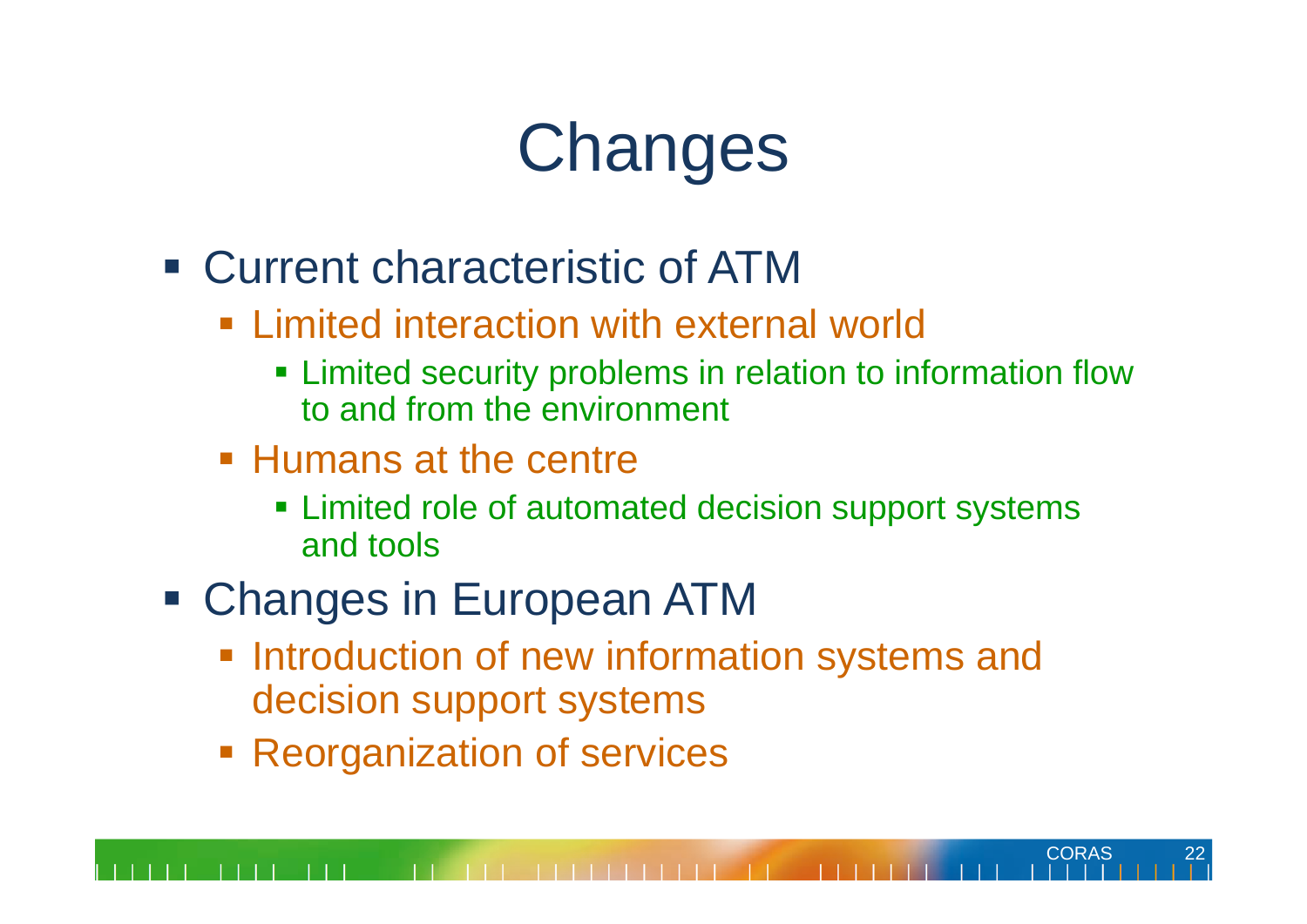# Changes

- Current characteristic of ATM
  - Limited interaction with external world
    - Limited security problems in relation to information flow to and from the environment
  - Humans at the centre
    - Limited role of automated decision support systems and tools
- Changes in European ATM
  - Introduction of new information systems and decision support systems
  - Reorganization of services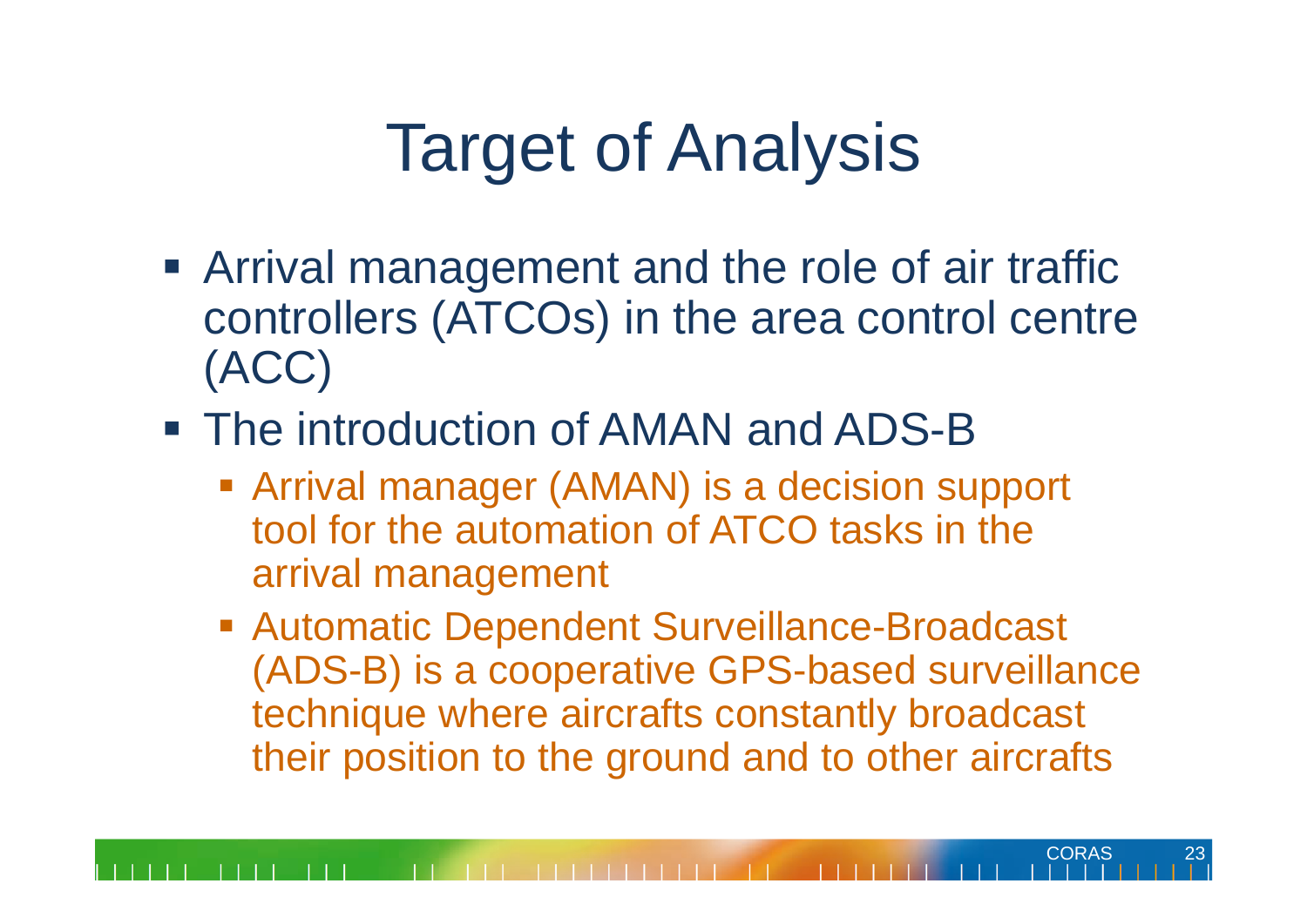# Target of Analysis

- Arrival management and the role of air traffic controllers (ATCOs) in the area control centre (ACC)
- The introduction of AMAN and ADS-B
  - Arrival manager (AMAN) is a decision support tool for the automation of ATCO tasks in the arrival management
  - Automatic Dependent Surveillance-Broadcast (ADS-B) is a cooperative GPS-based surveillance technique where aircrafts constantly broadcast their position to the ground and to other aircrafts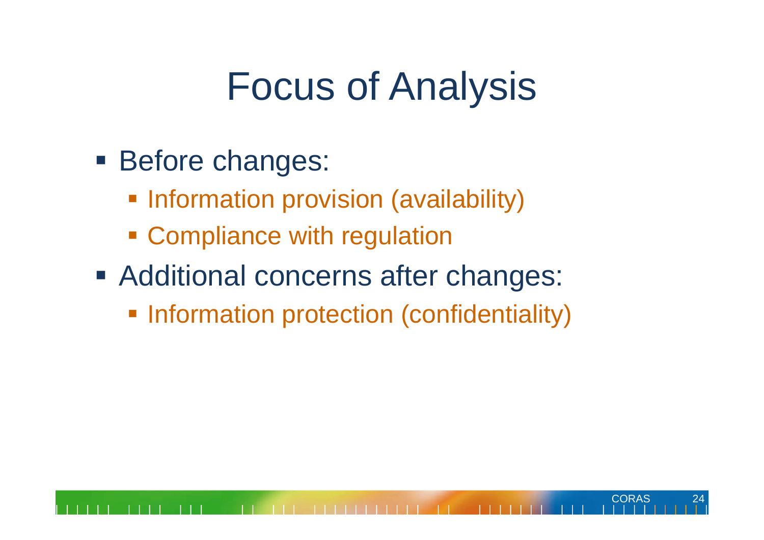# Focus of Analysis

- Before changes:
  - Information provision (availability)
  - Compliance with regulation
- Additional concerns after changes:
  - Information protection (confidentiality)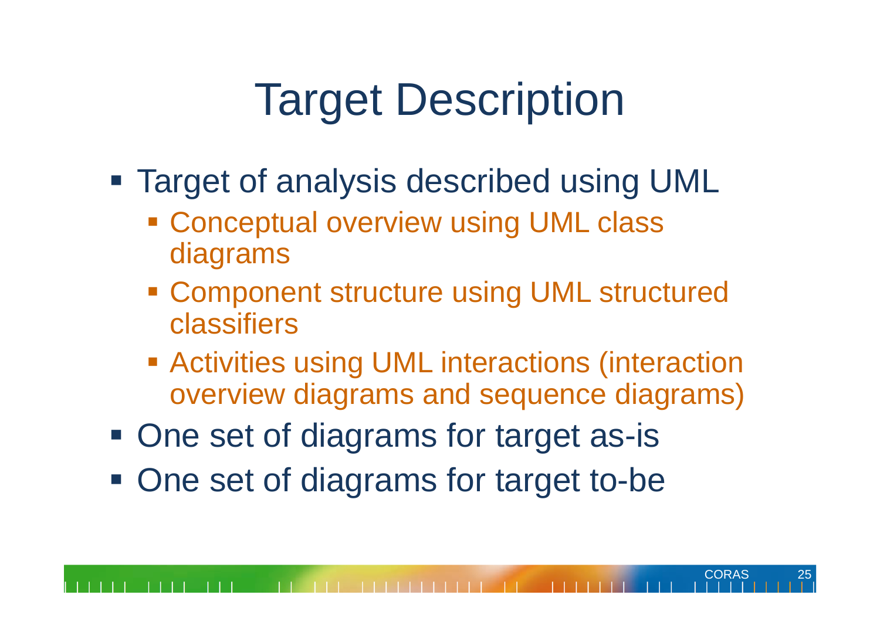# Target Description

- Target of analysis described using UML
  - Conceptual overview using UML class diagrams
  - Component structure using UML structured classifiers
  - Activities using UML interactions (interaction overview diagrams and sequence diagrams)
- One set of diagrams for target as-is
- One set of diagrams for target to-be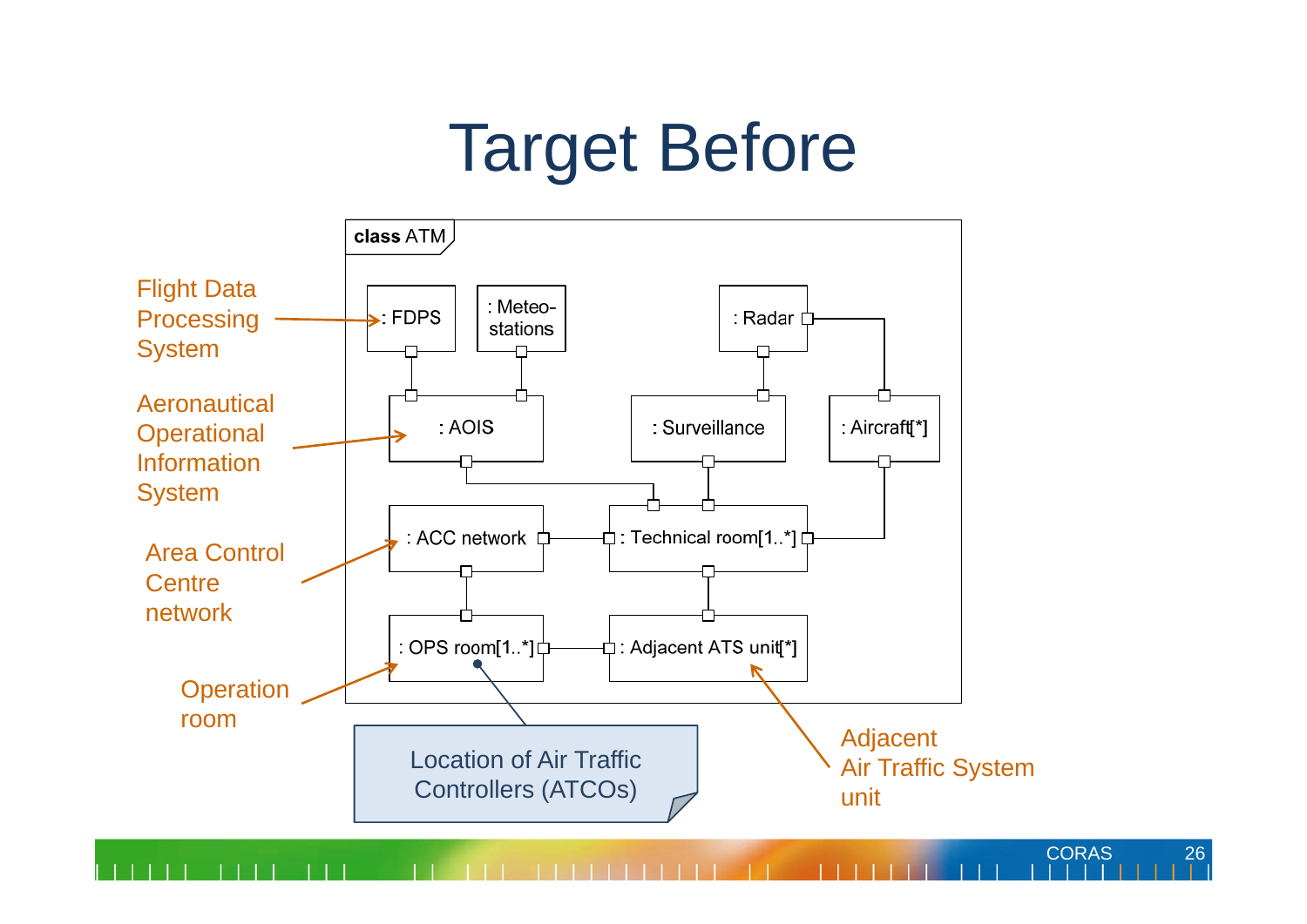# Target Before

class ATM

: FDPS

: Meteo-stations

: Radar

: AOIS

: Surveillance

: Aircraft[*]

: ACC network

: Technical room[1..*]

: OPS room[1..*]

: Adjacent ATS unit[*]

Flight Data Processing System

Aeronautical Operational Information System

Area Control Centre network

Operation room

Location of Air Traffic Controllers (ATCOs)

Adjacent Air Traffic System unit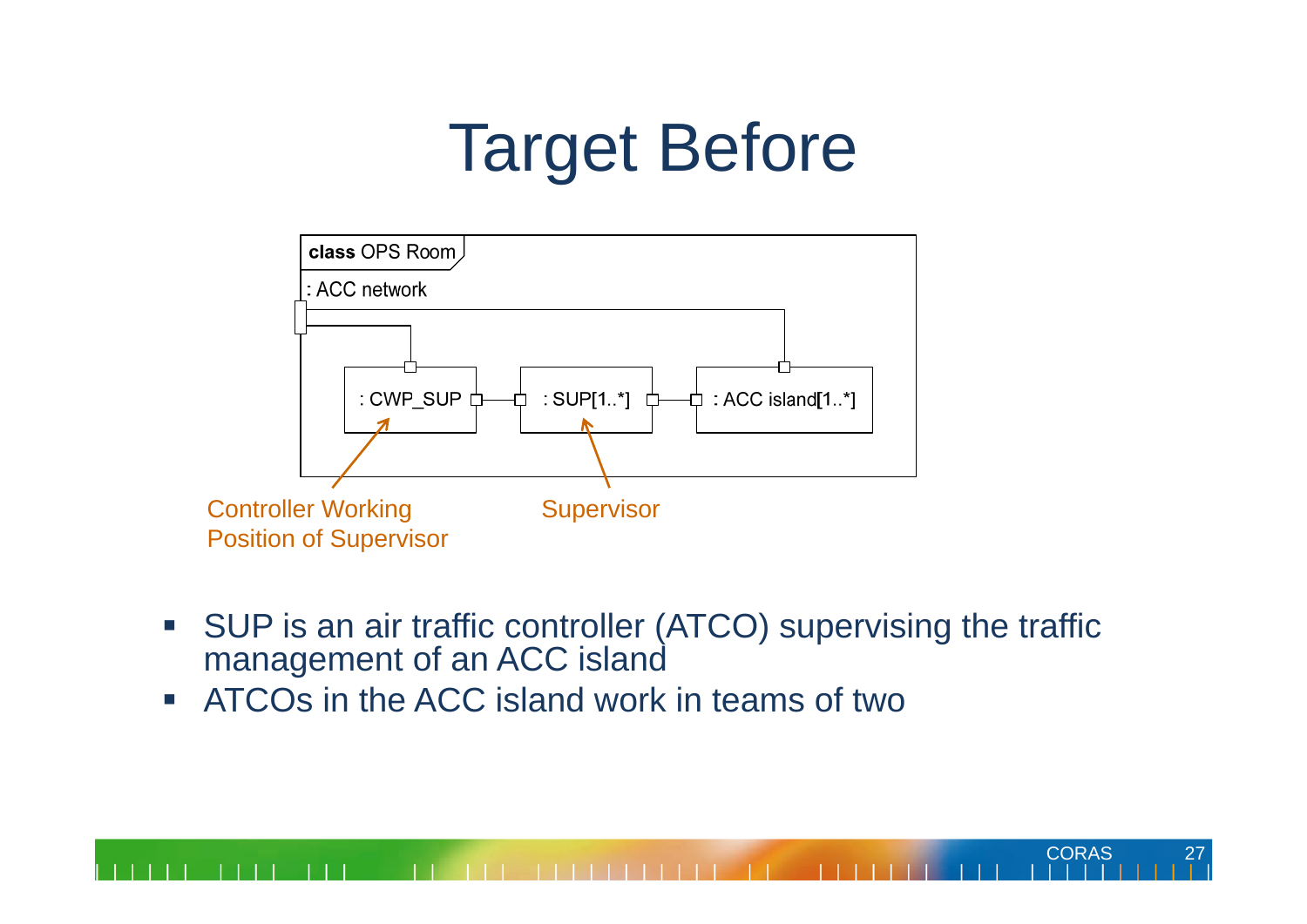# Target Before

class OPS Room

: ACC network

: CWP_SUP

: SUP[1..*]

: ACC island[1..*]

Controller Working Position of Supervisor

Supervisor

- SUP is an air traffic controller (ATCO) supervising the traffic management of an ACC island
- ATCOs in the ACC island work in teams of two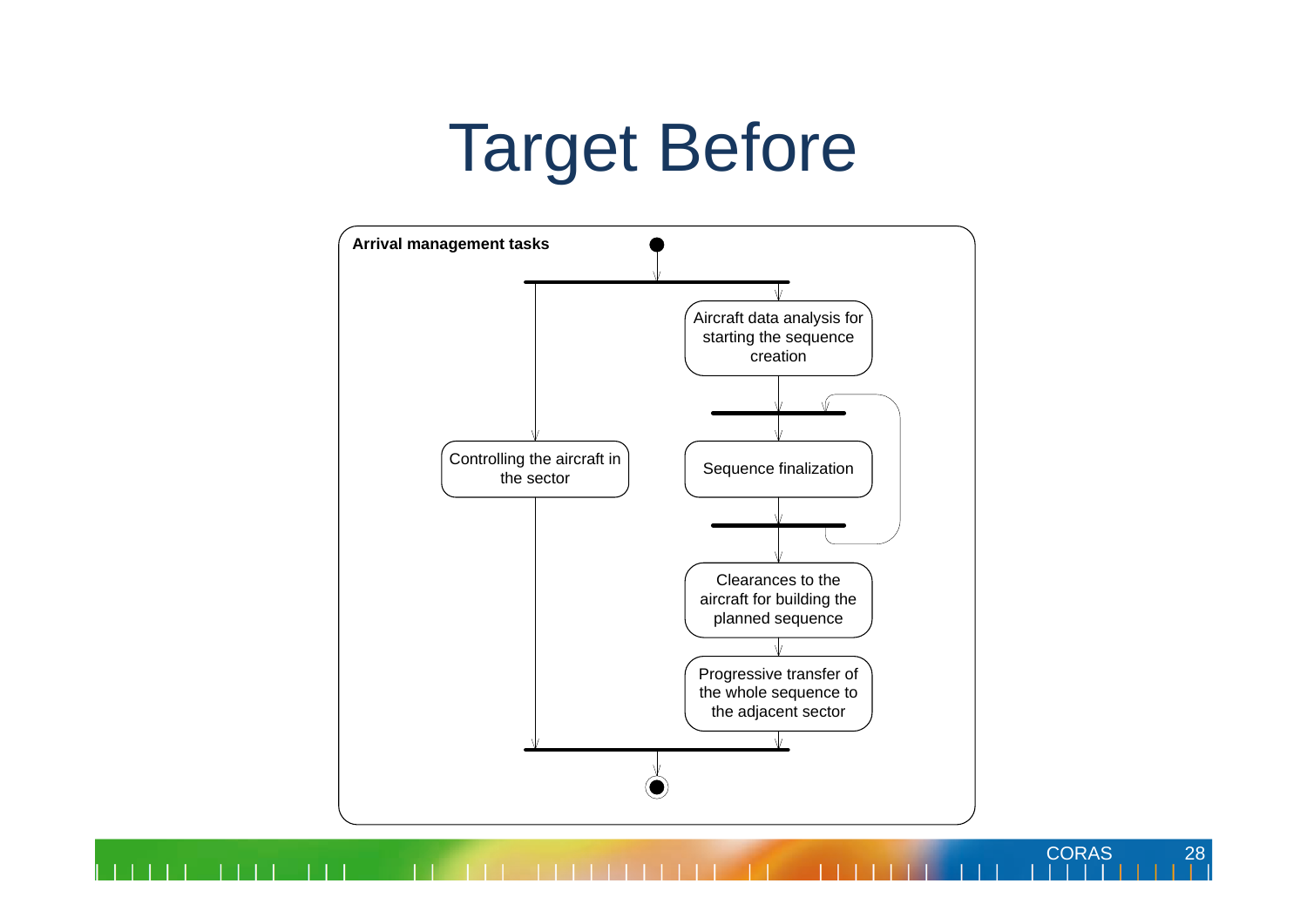# Target Before

**Arrival management tasks**

Aircraft data analysis for starting the sequence creation

Controlling the aircraft in the sector

Sequence finalization

Clearances to the aircraft for building the planned sequence

Progressive transfer of the whole sequence to the adjacent sector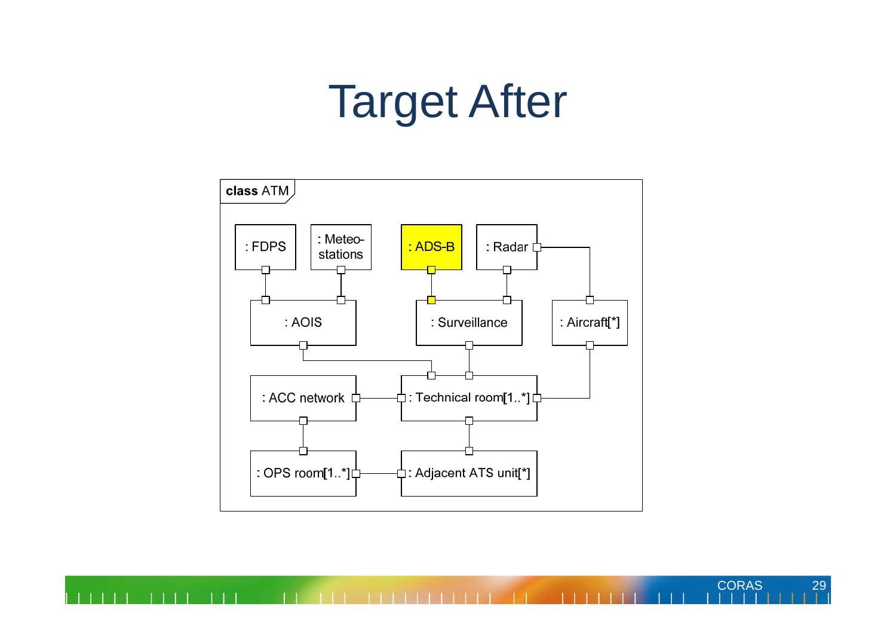# Target After

class ATM

: FDPS

: Meteo-stations

: ADS-B

: Radar

: AOIS

: Surveillance

: Aircraft[*]

: ACC network

: Technical room[1..*]

: OPS room[1..*]

: Adjacent ATS unit[*]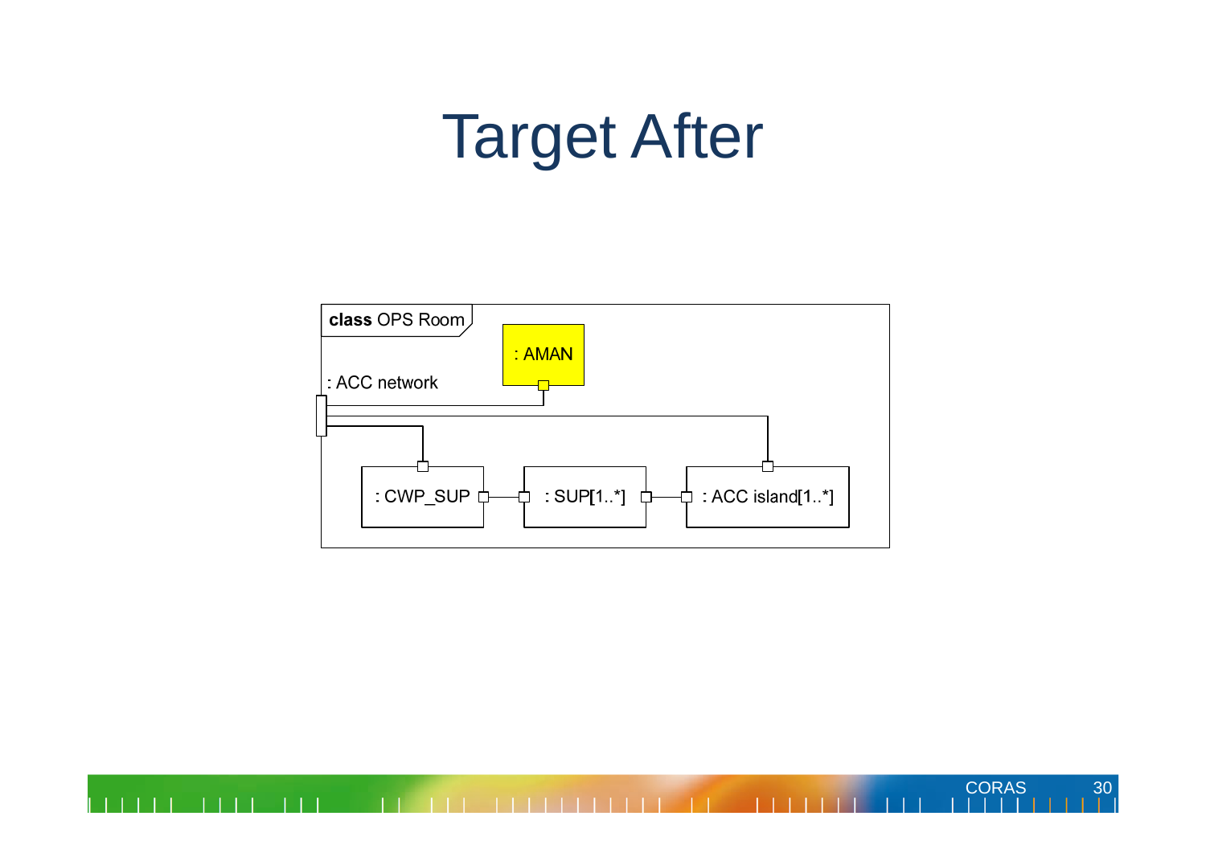# Target After

class OPS Room

: AMAN

: ACC network

: CWP_SUP

: SUP[1..*]

: ACC island[1..*]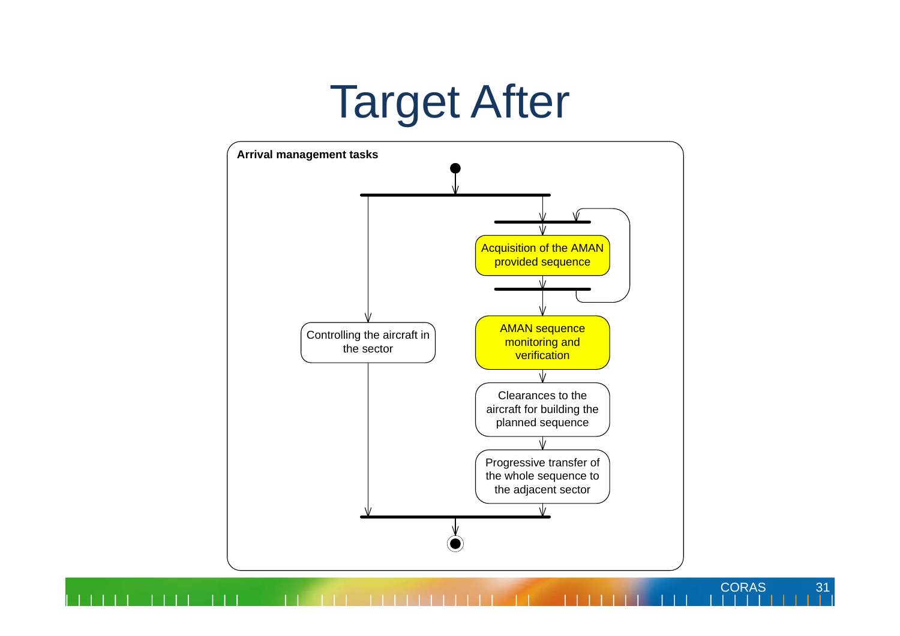# Target After

**Arrival management tasks**

- Controlling the aircraft in the sector
- Acquisition of the AMAN provided sequence
- AMAN sequence monitoring and verification
- Clearances to the aircraft for building the planned sequence
- Progressive transfer of the whole sequence to the adjacent sector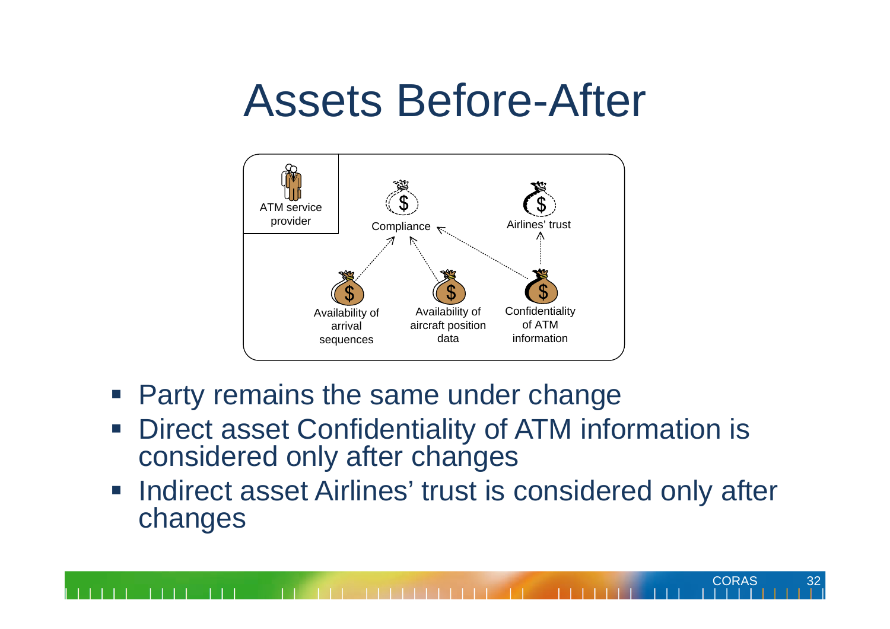# Assets Before-After

ATM service provider

Compliance

Airlines' trust

Availability of arrival sequences

Availability of aircraft position data

Confidentiality of ATM information

- Party remains the same under change
- Direct asset Confidentiality of ATM information is considered only after changes
- Indirect asset Airlines' trust is considered only after changes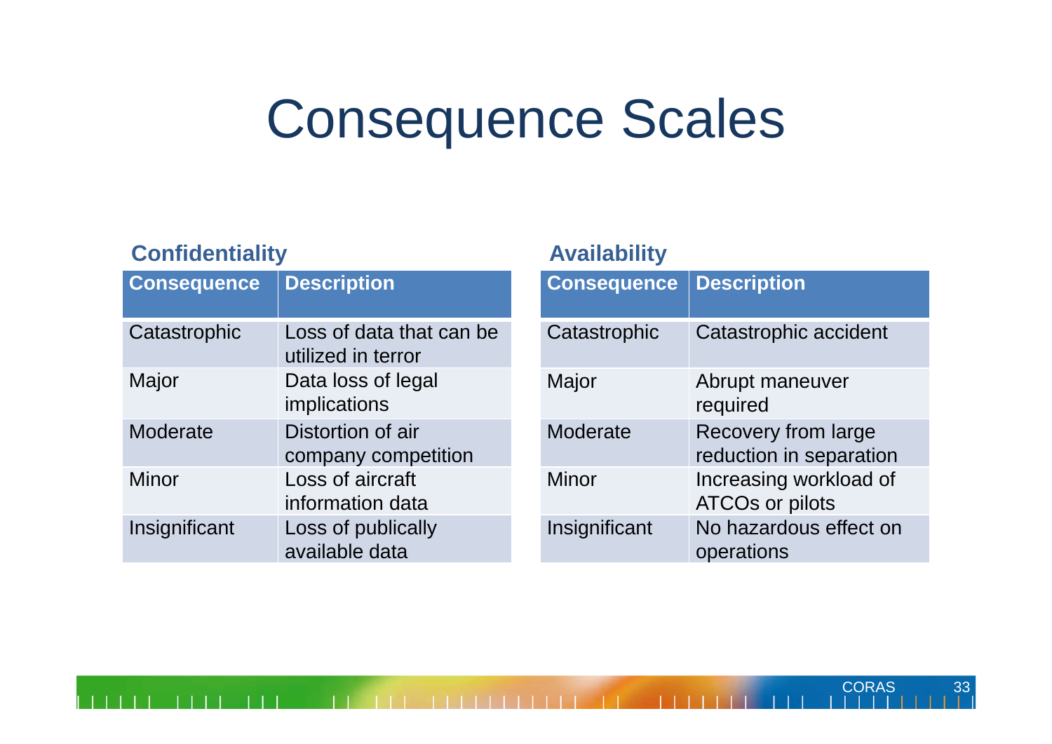# Consequence Scales

**Confidentiality**

| Consequence | Description |
|---|---|
| Catastrophic | Loss of data that can be utilized in terror |
| Major | Data loss of legal implications |
| Moderate | Distortion of air company competition |
| Minor | Loss of aircraft information data |
| Insignificant | Loss of publically available data |

**Availability**

| Consequence | Description |
|---|---|
| Catastrophic | Catastrophic accident |
| Major | Abrupt maneuver required |
| Moderate | Recovery from large reduction in separation |
| Minor | Increasing workload of ATCOs or pilots |
| Insignificant | No hazardous effect on operations |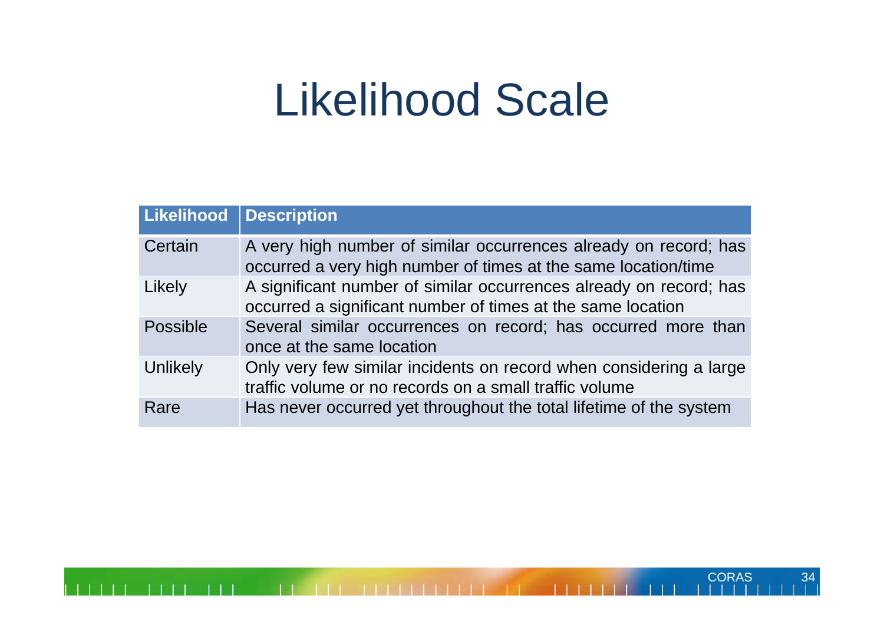# Likelihood Scale

| Likelihood | Description |
| --- | --- |
| Certain | A very high number of similar occurrences already on record; has occurred a very high number of times at the same location/time |
| Likely | A significant number of similar occurrences already on record; has occurred a significant number of times at the same location |
| Possible | Several similar occurrences on record; has occurred more than once at the same location |
| Unlikely | Only very few similar incidents on record when considering a large traffic volume or no records on a small traffic volume |
| Rare | Has never occurred yet throughout the total lifetime of the system |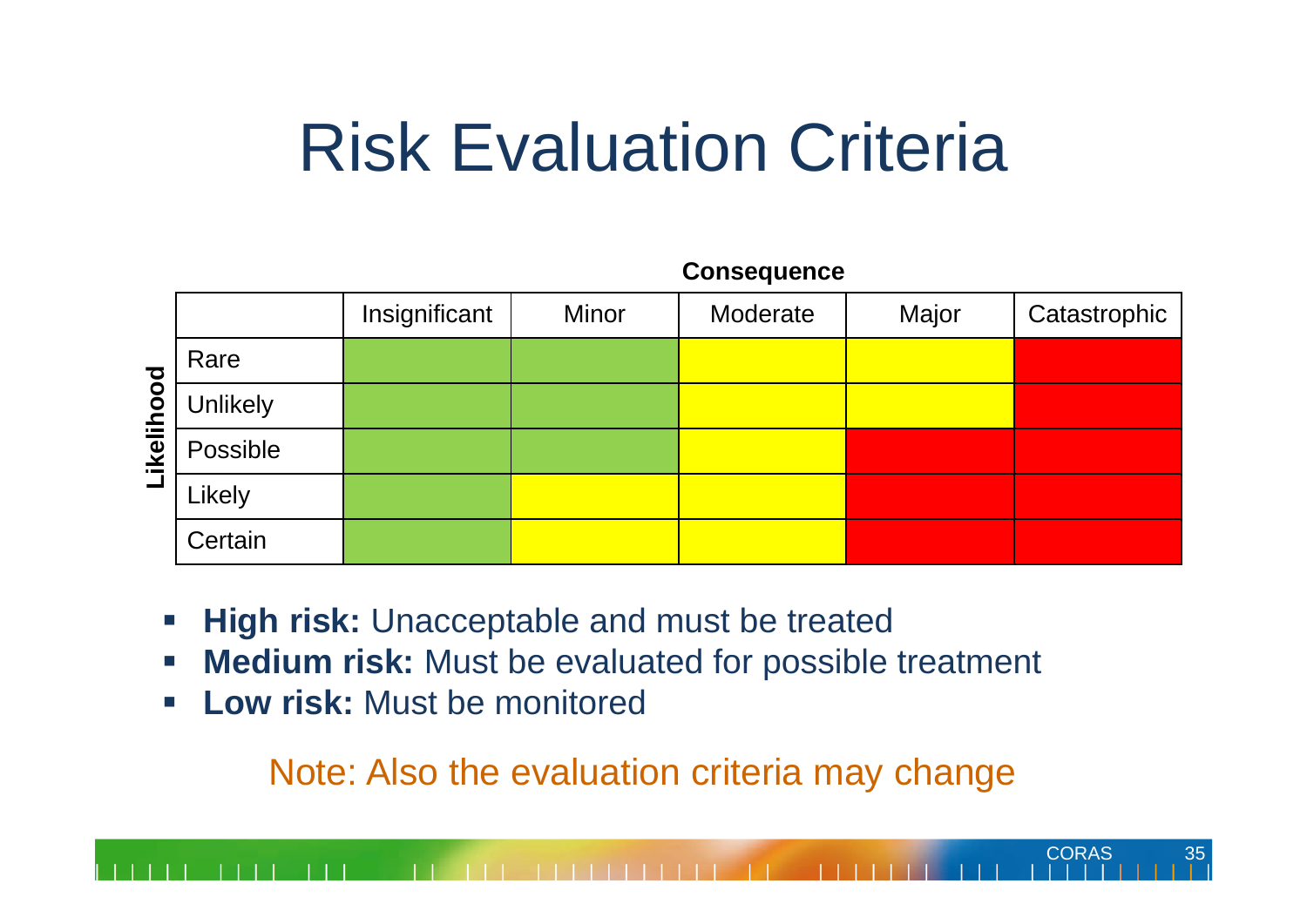# Risk Evaluation Criteria

**Consequence**

| Likelihood | Insignificant | Minor | Moderate | Major | Catastrophic |
|---|---|---|---|---|---|
| Rare | Low | Low | Medium | Medium | High |
| Unlikely | Low | Low | Medium | Medium | High |
| Possible | Low | Low | Medium | High | High |
| Likely | Low | Medium | Medium | High | High |
| Certain | Low | Medium | Medium | High | High |

- **High risk:** Unacceptable and must be treated
- **Medium risk:** Must be evaluated for possible treatment
- **Low risk:** Must be monitored

Note: Also the evaluation criteria may change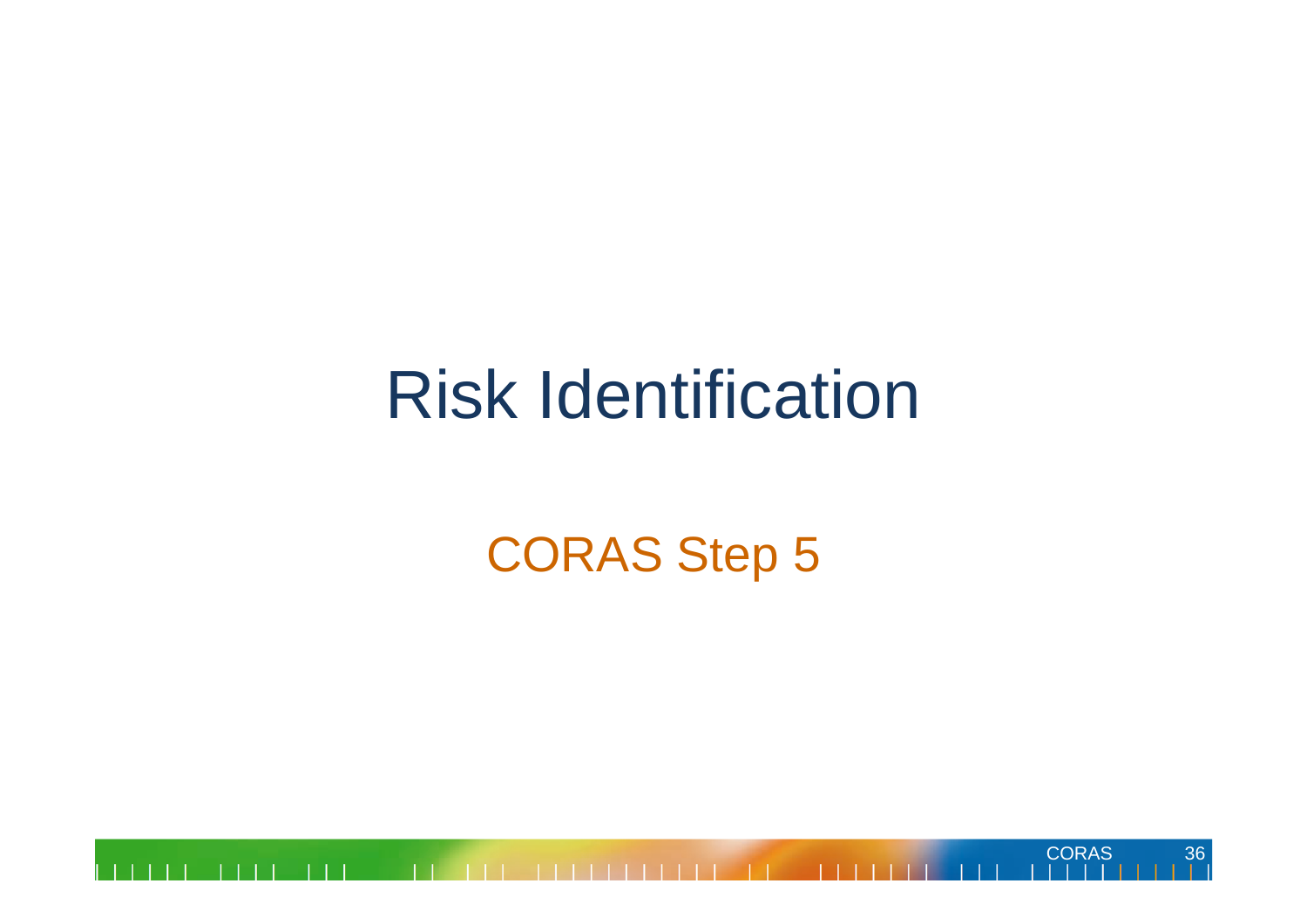# Risk Identification

CORAS Step 5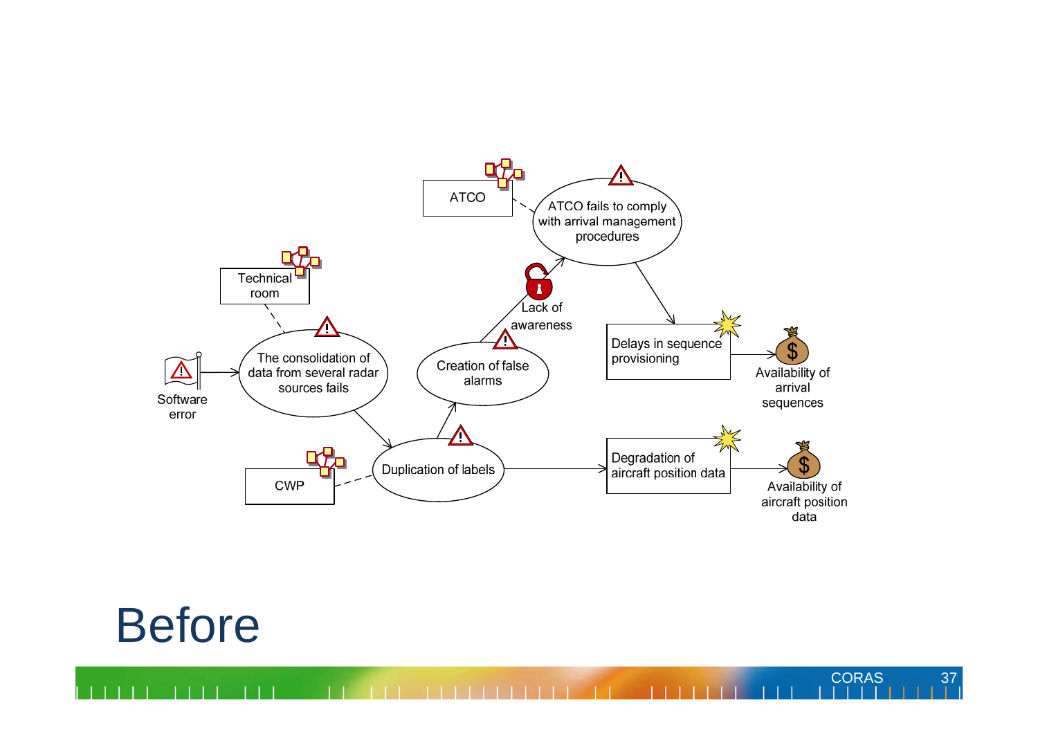ATCO

ATCO fails to comply with arrival management procedures

Technical room

Lack of awareness

Delays in sequence provisioning

Availability of arrival sequences

Software error

The consolidation of data from several radar sources fails

Creation of false alarms

CWP

Duplication of labels

Degradation of aircraft position data

Availability of aircraft position data

# Before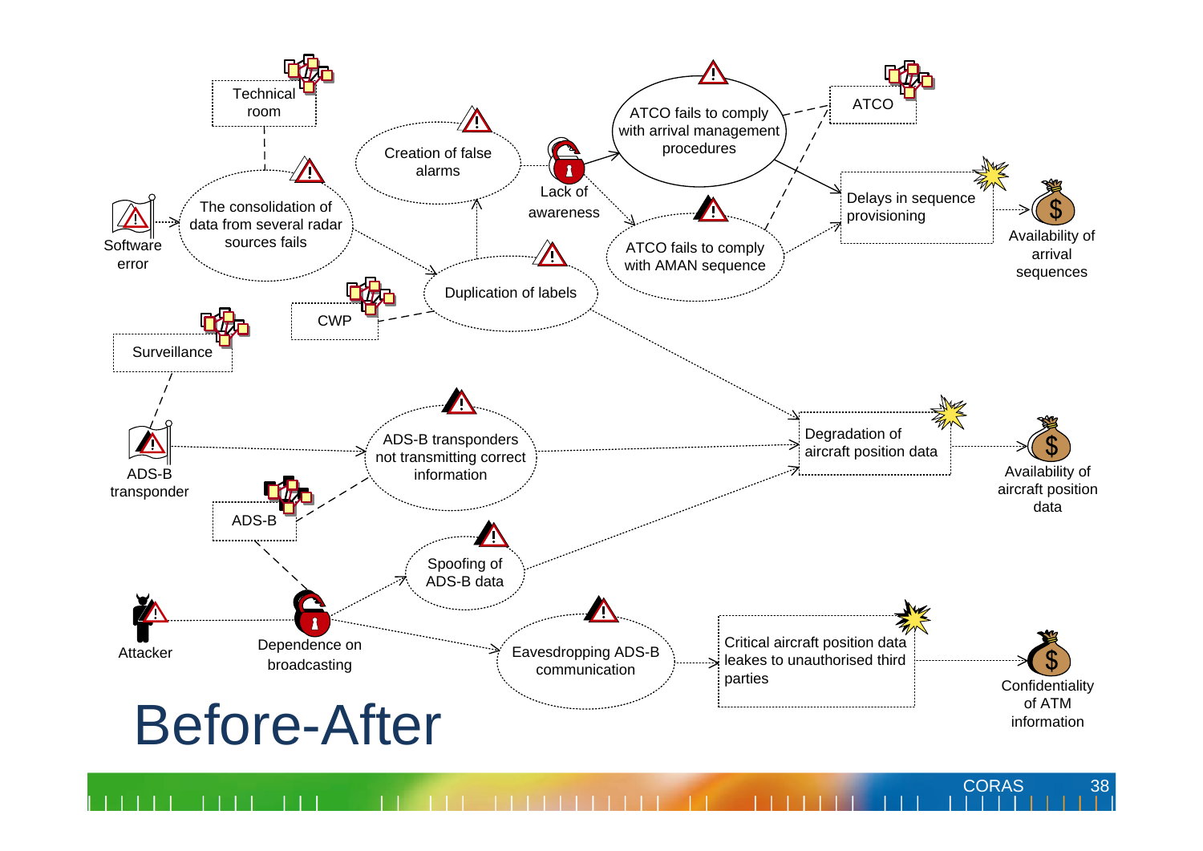# Before-After

Technical room

Software error

The consolidation of data from several radar sources fails

Creation of false alarms

Lack of awareness

ATCO fails to comply with arrival management procedures

ATCO

ATCO fails to comply with AMAN sequence

Delays in sequence provisioning

Availability of arrival sequences

Duplication of labels

CWP

Surveillance

ADS-B transponder

ADS-B transponders not transmitting correct information

Degradation of aircraft position data

Availability of aircraft position data

ADS-B

Spoofing of ADS-B data

Attacker

Dependence on broadcasting

Eavesdropping ADS-B communication

Critical aircraft position data leakes to unauthorised third parties

Confidentiality of ATM information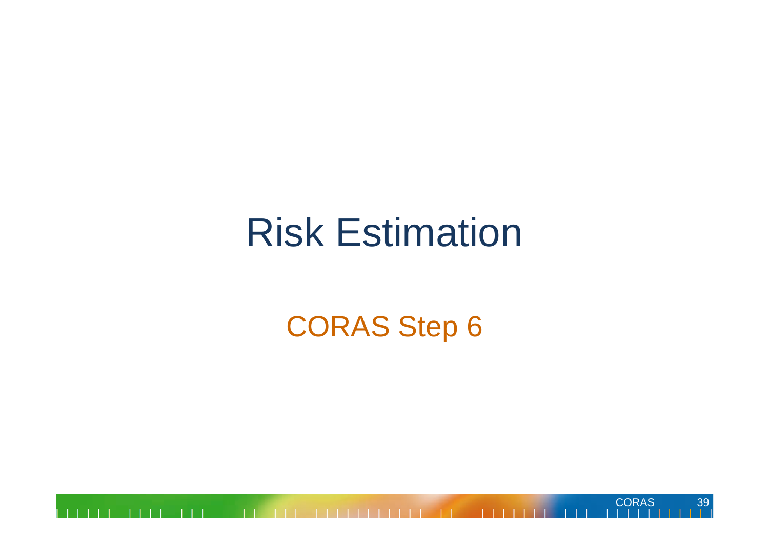# Risk Estimation

CORAS Step 6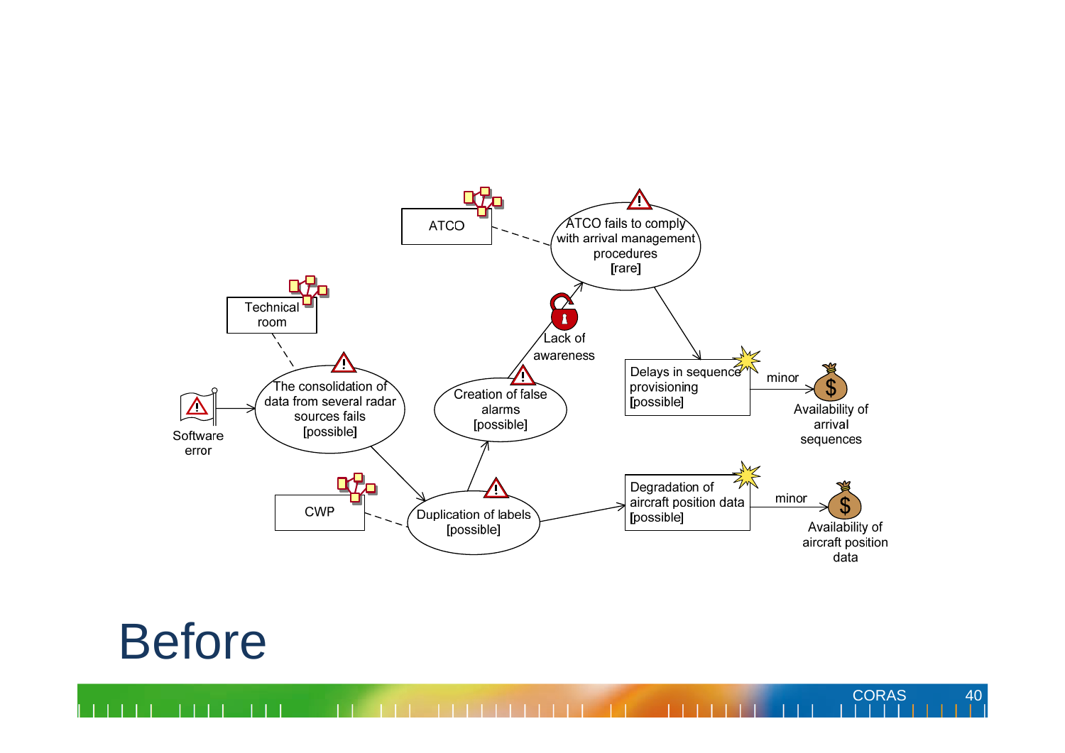ATCO

ATCO fails to comply with arrival management procedures [rare]

Technical room

Lack of awareness

Delays in sequence provisioning [possible]

minor

Availability of arrival sequences

Software error

The consolidation of data from several radar sources fails [possible]

Creation of false alarms [possible]

CWP

Duplication of labels [possible]

Degradation of aircraft position data [possible]

minor

Availability of aircraft position data

# Before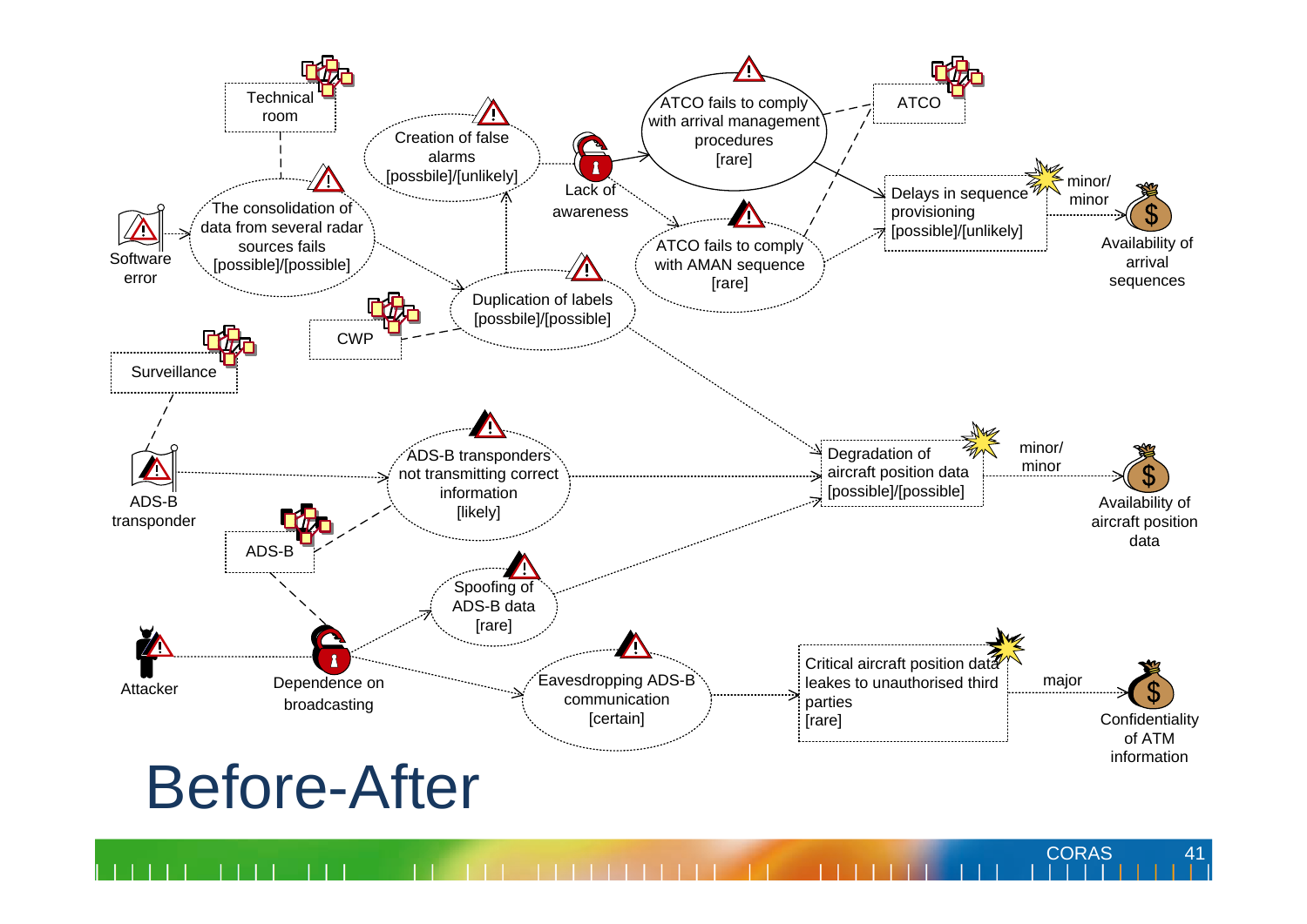# Before-After

Technical room

Software error

The consolidation of data from several radar sources fails [possible]/[possible]

Creation of false alarms [possbile]/[unlikely]

Lack of awareness

ATCO fails to comply with arrival management procedures [rare]

ATCO

ATCO fails to comply with AMAN sequence [rare]

Delays in sequence provisioning [possible]/[unlikely]

minor/ minor

Availability of arrival sequences

Duplication of labels [possbile]/[possible]

CWP

Surveillance

ADS-B transponder

ADS-B transponders not transmitting correct information [likely]

Degradation of aircraft position data [possible]/[possible]

minor/ minor

Availability of aircraft position data

ADS-B

Spoofing of ADS-B data [rare]

Attacker

Dependence on broadcasting

Eavesdropping ADS-B communication [certain]

Critical aircraft position data leakes to unauthorised third parties [rare]

major

Confidentiality of ATM information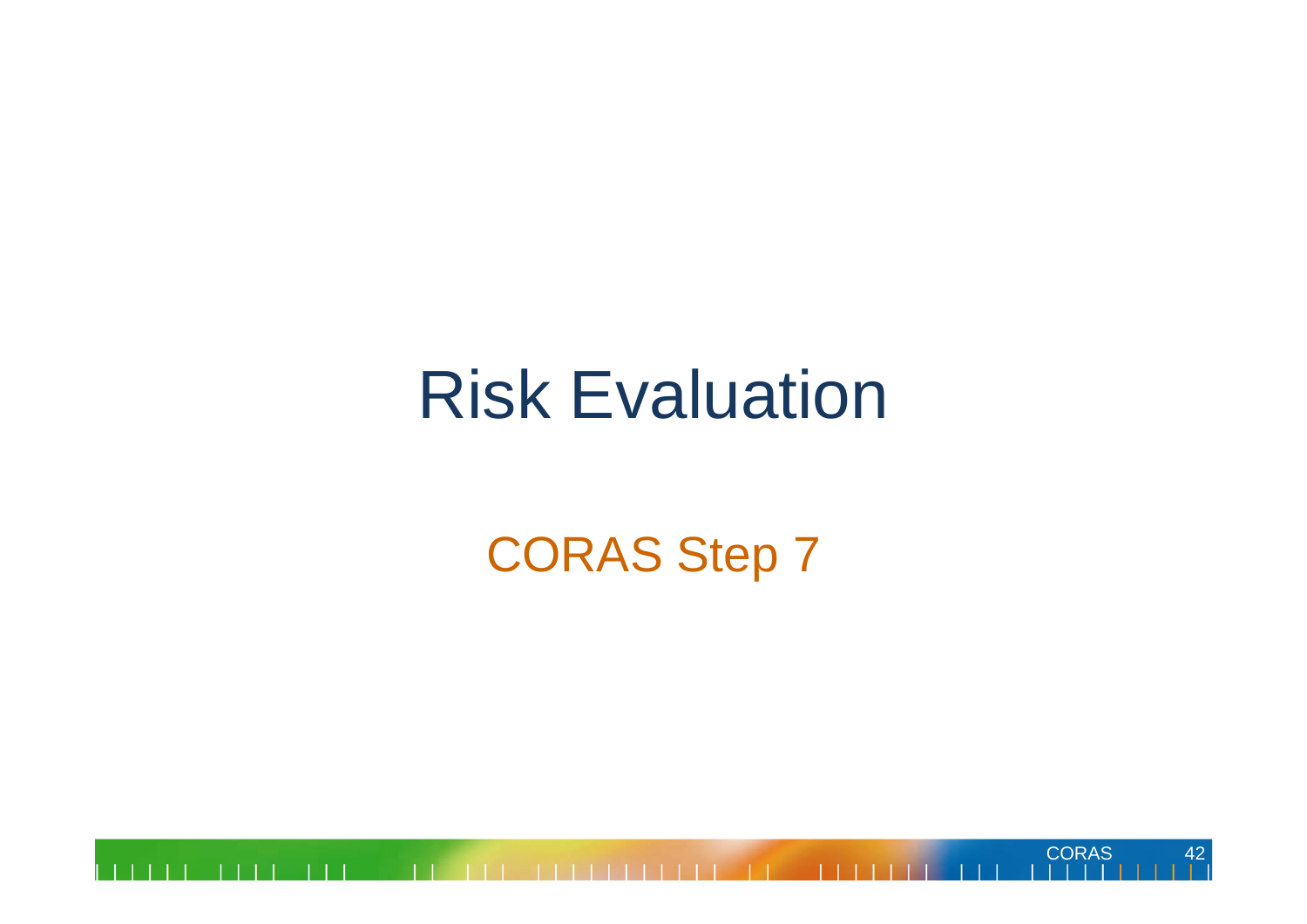# Risk Evaluation

## CORAS Step 7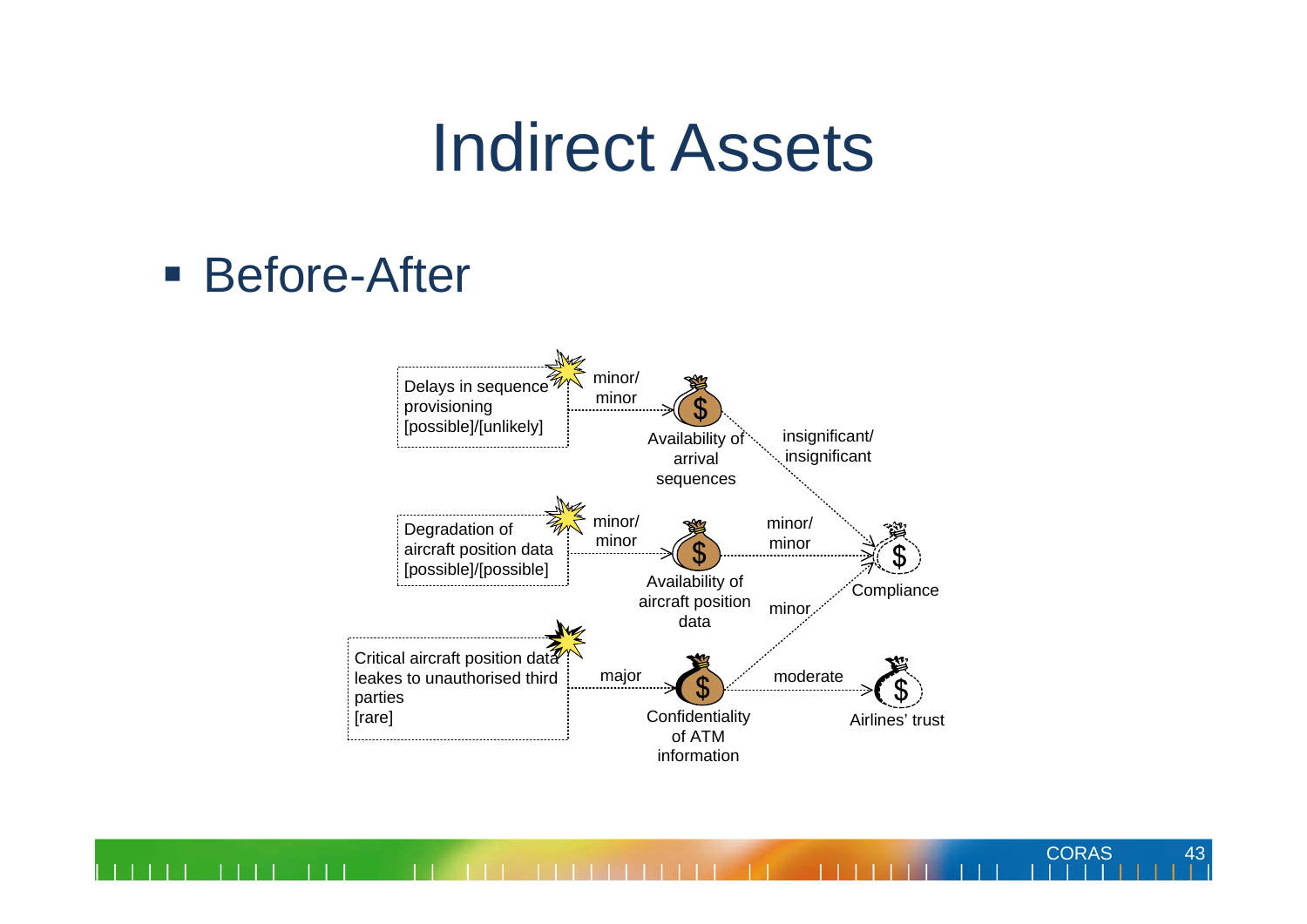# Indirect Assets

- Before-After

Delays in sequence provisioning [possible]/[unlikely]

minor/ minor

Availability of arrival sequences

insignificant/ insignificant

Degradation of aircraft position data [possible]/[possible]

minor/ minor

Availability of aircraft position data

minor/ minor

Compliance

minor

Critical aircraft position data leakes to unauthorised third parties [rare]

major

Confidentiality of ATM information

moderate

Airlines' trust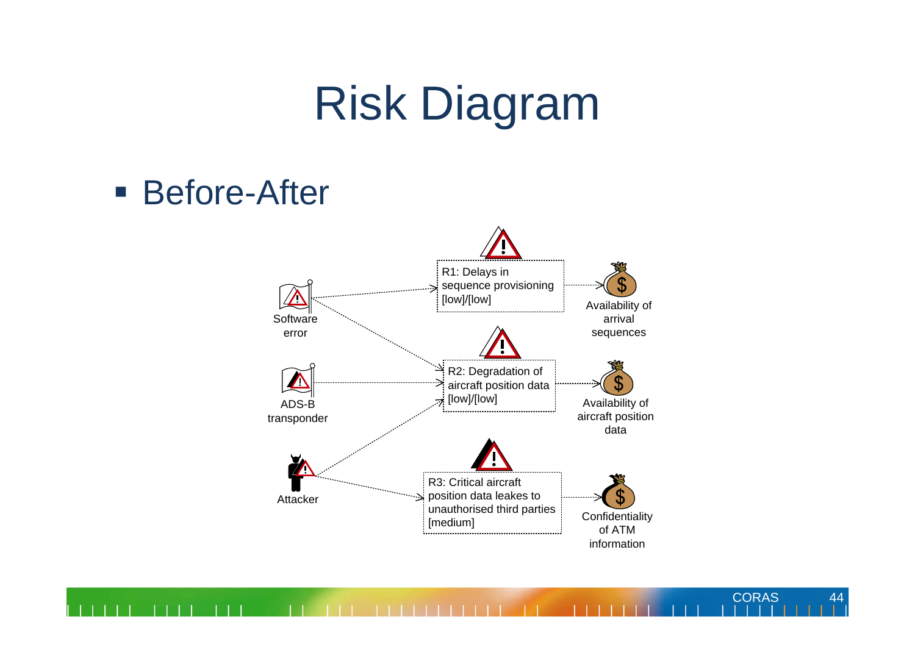# Risk Diagram

- Before-After

Software error

ADS-B transponder

Attacker

R1: Delays in sequence provisioning [low]/[low]

R2: Degradation of aircraft position data [low]/[low]

R3: Critical aircraft position data leakes to unauthorised third parties [medium]

Availability of arrival sequences

Availability of aircraft position data

Confidentiality of ATM information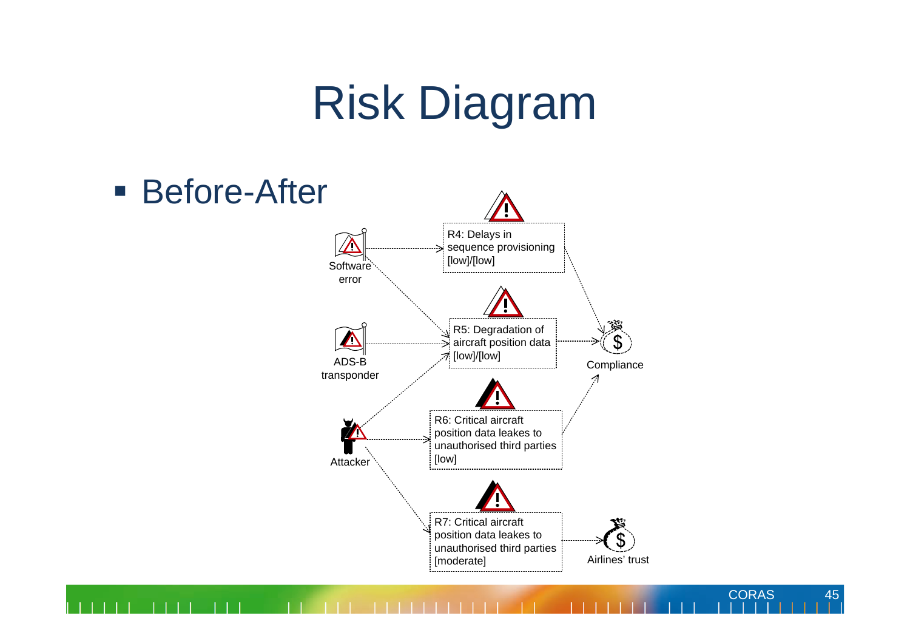# Risk Diagram

- Before-After

Software error

ADS-B transponder

Attacker

R4: Delays in sequence provisioning [low]/[low]

R5: Degradation of aircraft position data [low]/[low]

R6: Critical aircraft position data leaks to unauthorised third parties [low]

R7: Critical aircraft position data leaks to unauthorised third parties [moderate]

Compliance

Airlines' trust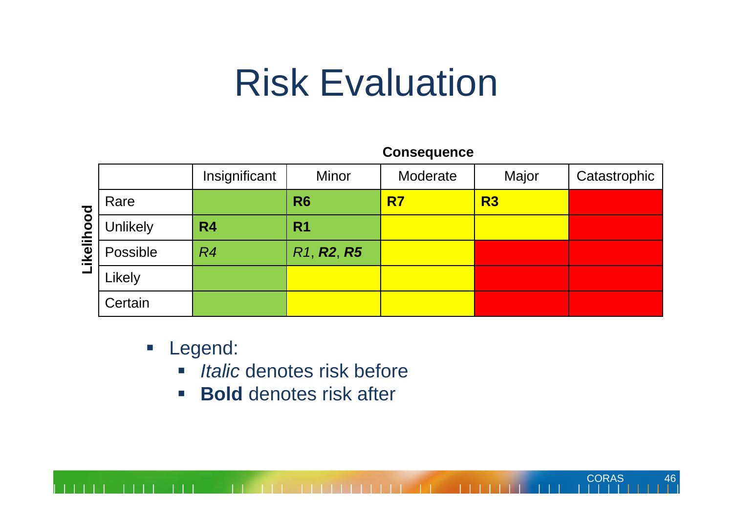# Risk Evaluation

| Likelihood \ Consequence | Insignificant | Minor | Moderate | Major | Catastrophic |
|---|---|---|---|---|---|
| Rare | | **R6** | **R7** | **R3** | |
| Unlikely | **R4** | **R1** | | | |
| Possible | *R4* | *R1*, ***R2***, ***R5*** | | | |
| Likely | | | | | |
| Certain | | | | | |

- Legend:
  - *Italic* denotes risk before
  - **Bold** denotes risk after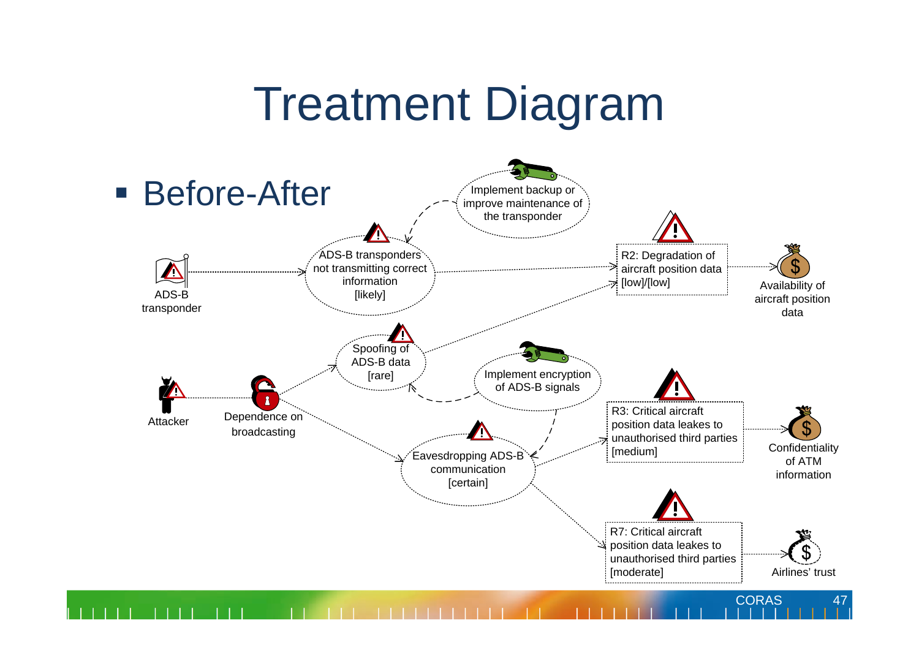# Treatment Diagram

- Before-After

ADS-B transponder

Attacker

Dependence on broadcasting

ADS-B transponders not transmitting correct information [likely]

Implement backup or improve maintenance of the transponder

Spoofing of ADS-B data [rare]

Implement encryption of ADS-B signals

Eavesdropping ADS-B communication [certain]

R2: Degradation of aircraft position data [low]/[low]

R3: Critical aircraft position data leakes to unauthorised third parties [medium]

R7: Critical aircraft position data leakes to unauthorised third parties [moderate]

Availability of aircraft position data

Confidentiality of ATM information

Airlines' trust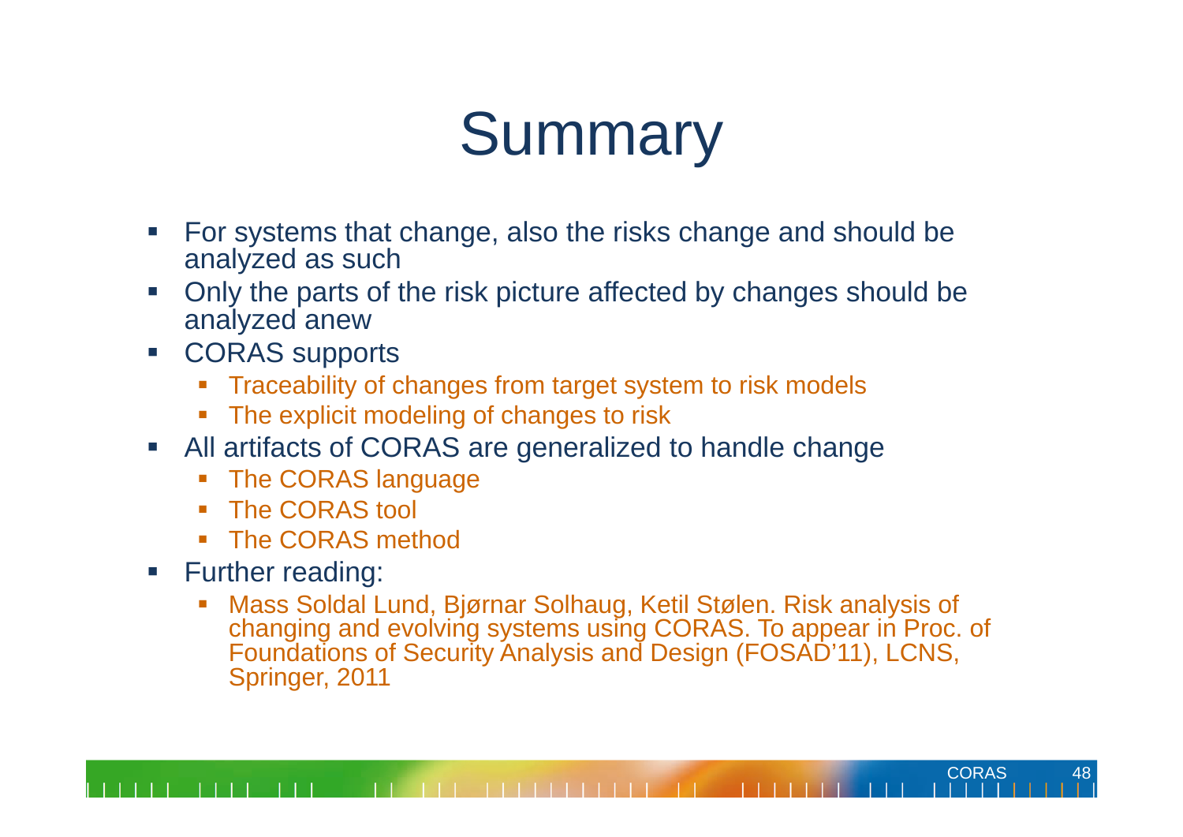# Summary

- For systems that change, also the risks change and should be analyzed as such
- Only the parts of the risk picture affected by changes should be analyzed anew
- CORAS supports
  - Traceability of changes from target system to risk models
  - The explicit modeling of changes to risk
- All artifacts of CORAS are generalized to handle change
  - The CORAS language
  - The CORAS tool
  - The CORAS method
- Further reading:
  - Mass Soldal Lund, Bjørnar Solhaug, Ketil Stølen. Risk analysis of changing and evolving systems using CORAS. To appear in Proc. of Foundations of Security Analysis and Design (FOSAD'11), LCNS, Springer, 2011